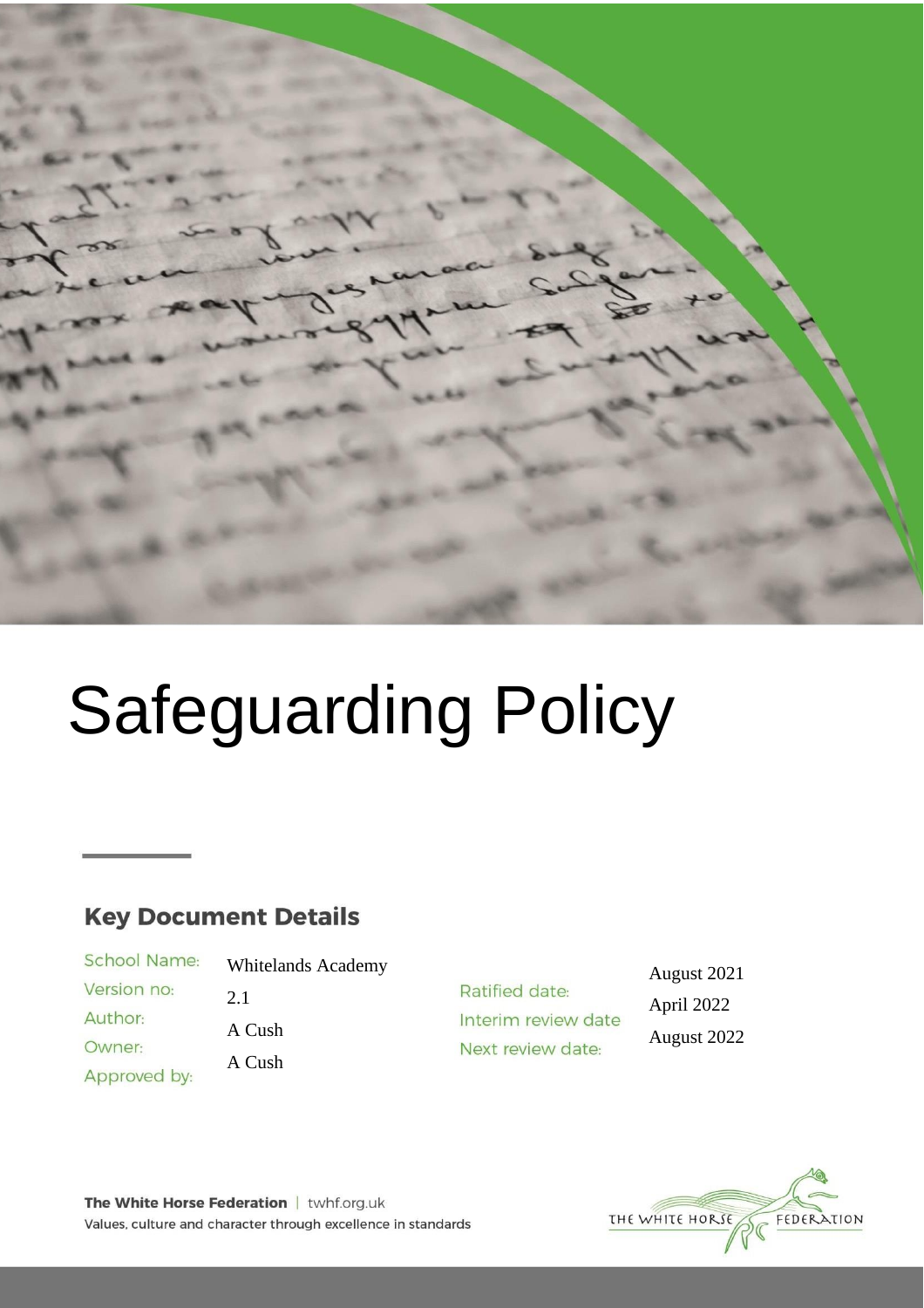# Safeguarding Policy

## Key Document Details

| | | | |
|---|---|---|---|
| School Name: | Whitelands Academy | Ratified date: | August 2021 |
| Version no: | 2.1 | Interim review date | April 2022 |
| Author: | A Cush | Next review date: | August 2022 |
| Owner: | A Cush | | |
| Approved by: | | | |

**The White Horse Federation** | twhf.org.uk

Values, culture and character through excellence in standards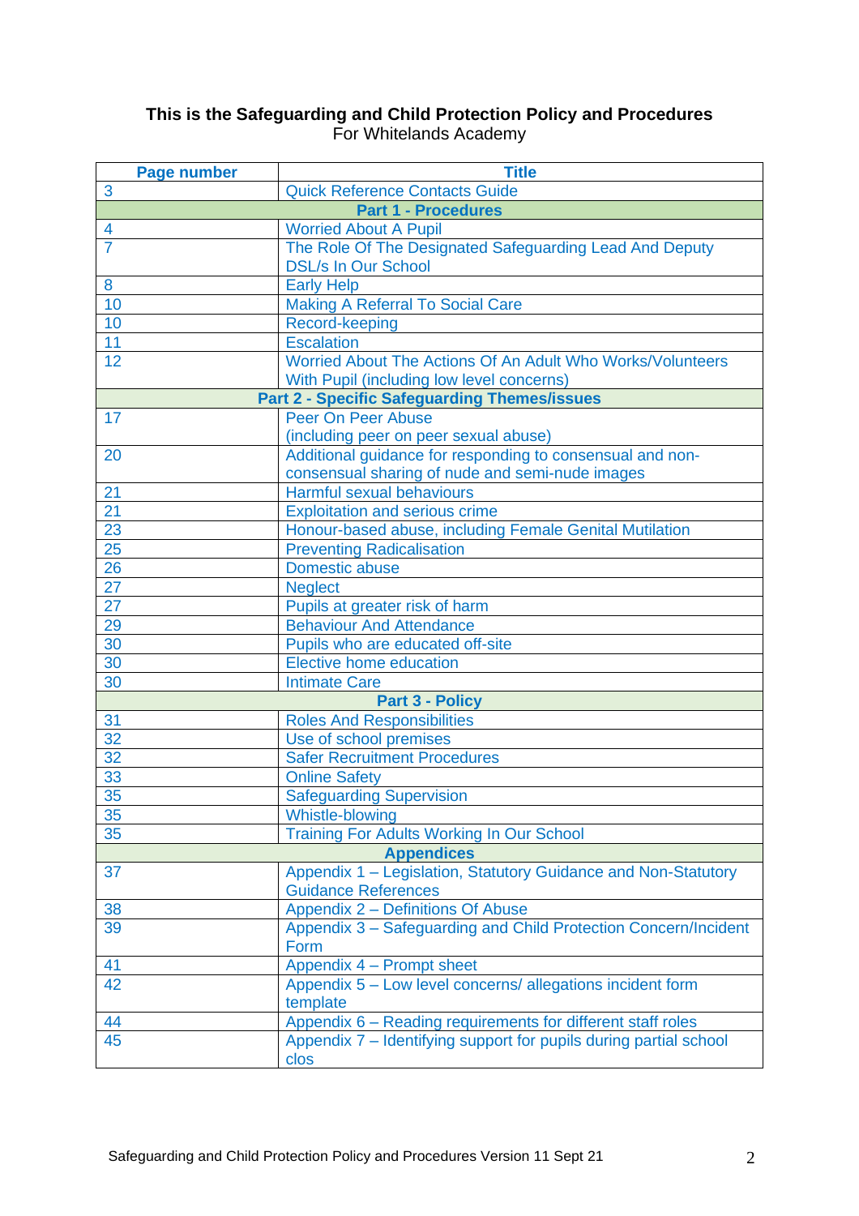**This is the Safeguarding and Child Protection Policy and Procedures**
For Whitelands Academy

| Page number | Title |
|---|---|
| 3 | Quick Reference Contacts Guide |
| **Part 1 - Procedures** | |
| 4 | Worried About A Pupil |
| 7 | The Role Of The Designated Safeguarding Lead And Deputy DSL/s In Our School |
| 8 | Early Help |
| 10 | Making A Referral To Social Care |
| 10 | Record-keeping |
| 11 | Escalation |
| 12 | Worried About The Actions Of An Adult Who Works/Volunteers With Pupil (including low level concerns) |
| **Part 2 - Specific Safeguarding Themes/issues** | |
| 17 | Peer On Peer Abuse (including peer on peer sexual abuse) |
| 20 | Additional guidance for responding to consensual and non-consensual sharing of nude and semi-nude images |
| 21 | Harmful sexual behaviours |
| 21 | Exploitation and serious crime |
| 23 | Honour-based abuse, including Female Genital Mutilation |
| 25 | Preventing Radicalisation |
| 26 | Domestic abuse |
| 27 | Neglect |
| 27 | Pupils at greater risk of harm |
| 29 | Behaviour And Attendance |
| 30 | Pupils who are educated off-site |
| 30 | Elective home education |
| 30 | Intimate Care |
| **Part 3 - Policy** | |
| 31 | Roles And Responsibilities |
| 32 | Use of school premises |
| 32 | Safer Recruitment Procedures |
| 33 | Online Safety |
| 35 | Safeguarding Supervision |
| 35 | Whistle-blowing |
| 35 | Training For Adults Working In Our School |
| **Appendices** | |
| 37 | Appendix 1 – Legislation, Statutory Guidance and Non-Statutory Guidance References |
| 38 | Appendix 2 – Definitions Of Abuse |
| 39 | Appendix 3 – Safeguarding and Child Protection Concern/Incident Form |
| 41 | Appendix 4 – Prompt sheet |
| 42 | Appendix 5 – Low level concerns/ allegations incident form template |
| 44 | Appendix 6 – Reading requirements for different staff roles |
| 45 | Appendix 7 – Identifying support for pupils during partial school clos |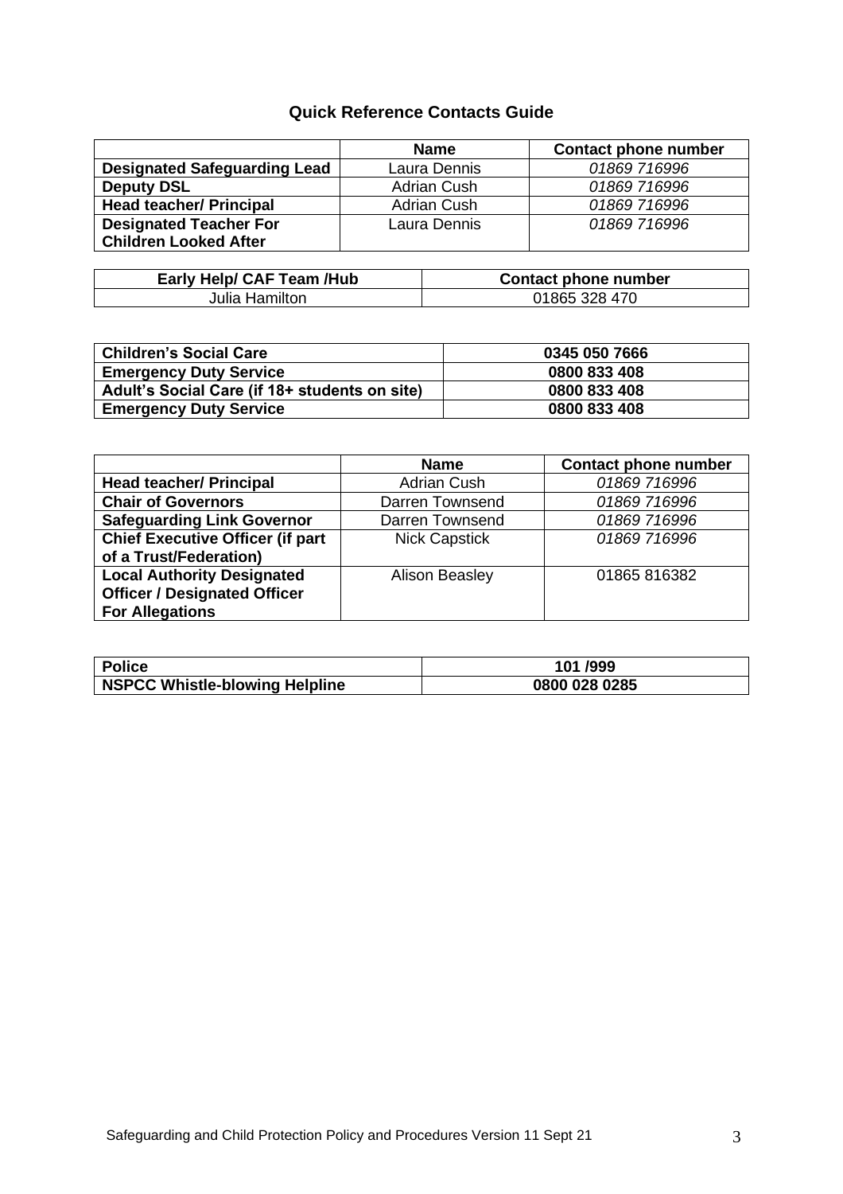## Quick Reference Contacts Guide

| | Name | Contact phone number |
|---|---|---|
| **Designated Safeguarding Lead** | Laura Dennis | *01869 716996* |
| **Deputy DSL** | Adrian Cush | *01869 716996* |
| **Head teacher/ Principal** | Adrian Cush | *01869 716996* |
| **Designated Teacher For Children Looked After** | Laura Dennis | *01869 716996* |

| Early Help/ CAF Team /Hub | Contact phone number |
|---|---|
| Julia Hamilton | 01865 328 470 |

| | |
|---|---|
| **Children's Social Care** | **0345 050 7666** |
| **Emergency Duty Service** | **0800 833 408** |
| **Adult's Social Care (if 18+ students on site)** | **0800 833 408** |
| **Emergency Duty Service** | **0800 833 408** |

| | Name | Contact phone number |
|---|---|---|
| **Head teacher/ Principal** | Adrian Cush | *01869 716996* |
| **Chair of Governors** | Darren Townsend | *01869 716996* |
| **Safeguarding Link Governor** | Darren Townsend | *01869 716996* |
| **Chief Executive Officer (if part of a Trust/Federation)** | Nick Capstick | *01869 716996* |
| **Local Authority Designated Officer / Designated Officer For Allegations** | Alison Beasley | 01865 816382 |

| | |
|---|---|
| **Police** | **101 /999** |
| **NSPCC Whistle-blowing Helpline** | **0800 028 0285** |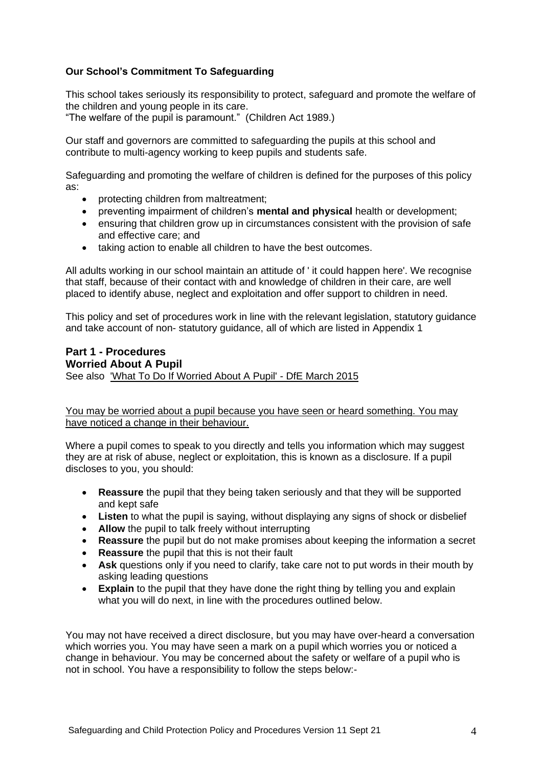**Our School's Commitment To Safeguarding**

This school takes seriously its responsibility to protect, safeguard and promote the welfare of the children and young people in its care.
"The welfare of the pupil is paramount." (Children Act 1989.)

Our staff and governors are committed to safeguarding the pupils at this school and contribute to multi-agency working to keep pupils and students safe.

Safeguarding and promoting the welfare of children is defined for the purposes of this policy as:

- protecting children from maltreatment;
- preventing impairment of children's **mental and physical** health or development;
- ensuring that children grow up in circumstances consistent with the provision of safe and effective care; and
- taking action to enable all children to have the best outcomes.

All adults working in our school maintain an attitude of ' it could happen here'. We recognise that staff, because of their contact with and knowledge of children in their care, are well placed to identify abuse, neglect and exploitation and offer support to children in need.

This policy and set of procedures work in line with the relevant legislation, statutory guidance and take account of non- statutory guidance, all of which are listed in Appendix 1

## Part 1 - Procedures

### Worried About A Pupil

See also 'What To Do If Worried About A Pupil' - DfE March 2015

You may be worried about a pupil because you have seen or heard something. You may have noticed a change in their behaviour.

Where a pupil comes to speak to you directly and tells you information which may suggest they are at risk of abuse, neglect or exploitation, this is known as a disclosure. If a pupil discloses to you, you should:

- **Reassure** the pupil that they being taken seriously and that they will be supported and kept safe
- **Listen** to what the pupil is saying, without displaying any signs of shock or disbelief
- **Allow** the pupil to talk freely without interrupting
- **Reassure** the pupil but do not make promises about keeping the information a secret
- **Reassure** the pupil that this is not their fault
- **Ask** questions only if you need to clarify, take care not to put words in their mouth by asking leading questions
- **Explain** to the pupil that they have done the right thing by telling you and explain what you will do next, in line with the procedures outlined below.

You may not have received a direct disclosure, but you may have over-heard a conversation which worries you. You may have seen a mark on a pupil which worries you or noticed a change in behaviour. You may be concerned about the safety or welfare of a pupil who is not in school. You have a responsibility to follow the steps below:-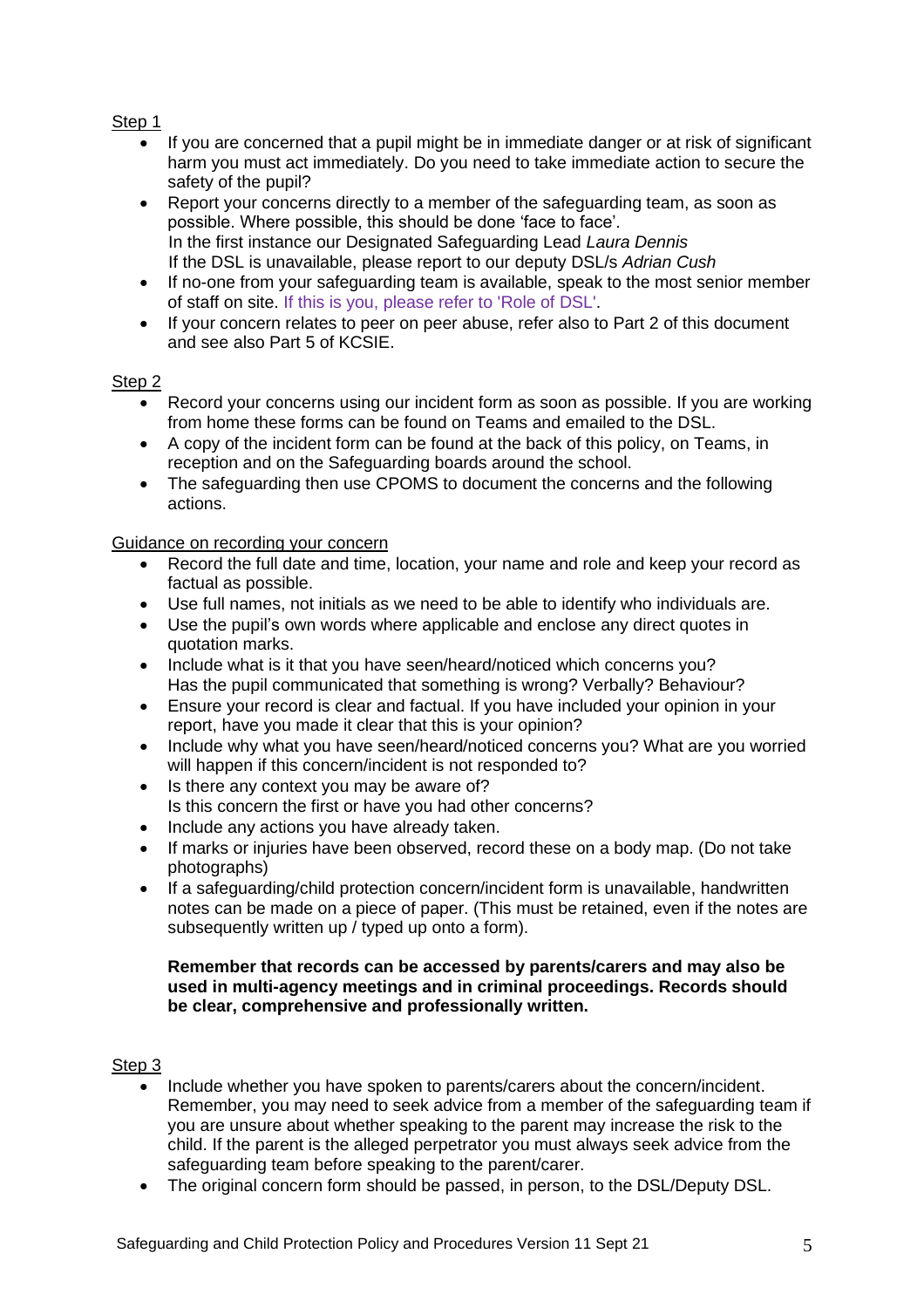Step 1

- If you are concerned that a pupil might be in immediate danger or at risk of significant harm you must act immediately. Do you need to take immediate action to secure the safety of the pupil?
- Report your concerns directly to a member of the safeguarding team, as soon as possible. Where possible, this should be done 'face to face'.
  In the first instance our Designated Safeguarding Lead *Laura Dennis*
  If the DSL is unavailable, please report to our deputy DSL/s *Adrian Cush*
- If no-one from your safeguarding team is available, speak to the most senior member of staff on site. If this is you, please refer to 'Role of DSL'.
- If your concern relates to peer on peer abuse, refer also to Part 2 of this document and see also Part 5 of KCSIE.

Step 2

- Record your concerns using our incident form as soon as possible. If you are working from home these forms can be found on Teams and emailed to the DSL.
- A copy of the incident form can be found at the back of this policy, on Teams, in reception and on the Safeguarding boards around the school.
- The safeguarding then use CPOMS to document the concerns and the following actions.

Guidance on recording your concern

- Record the full date and time, location, your name and role and keep your record as factual as possible.
- Use full names, not initials as we need to be able to identify who individuals are.
- Use the pupil's own words where applicable and enclose any direct quotes in quotation marks.
- Include what is it that you have seen/heard/noticed which concerns you?
  Has the pupil communicated that something is wrong? Verbally? Behaviour?
- Ensure your record is clear and factual. If you have included your opinion in your report, have you made it clear that this is your opinion?
- Include why what you have seen/heard/noticed concerns you? What are you worried will happen if this concern/incident is not responded to?
- Is there any context you may be aware of?
  Is this concern the first or have you had other concerns?
- Include any actions you have already taken.
- If marks or injuries have been observed, record these on a body map. (Do not take photographs)
- If a safeguarding/child protection concern/incident form is unavailable, handwritten notes can be made on a piece of paper. (This must be retained, even if the notes are subsequently written up / typed up onto a form).

**Remember that records can be accessed by parents/carers and may also be used in multi-agency meetings and in criminal proceedings. Records should be clear, comprehensive and professionally written.**

Step 3

- Include whether you have spoken to parents/carers about the concern/incident. Remember, you may need to seek advice from a member of the safeguarding team if you are unsure about whether speaking to the parent may increase the risk to the child. If the parent is the alleged perpetrator you must always seek advice from the safeguarding team before speaking to the parent/carer.
- The original concern form should be passed, in person, to the DSL/Deputy DSL.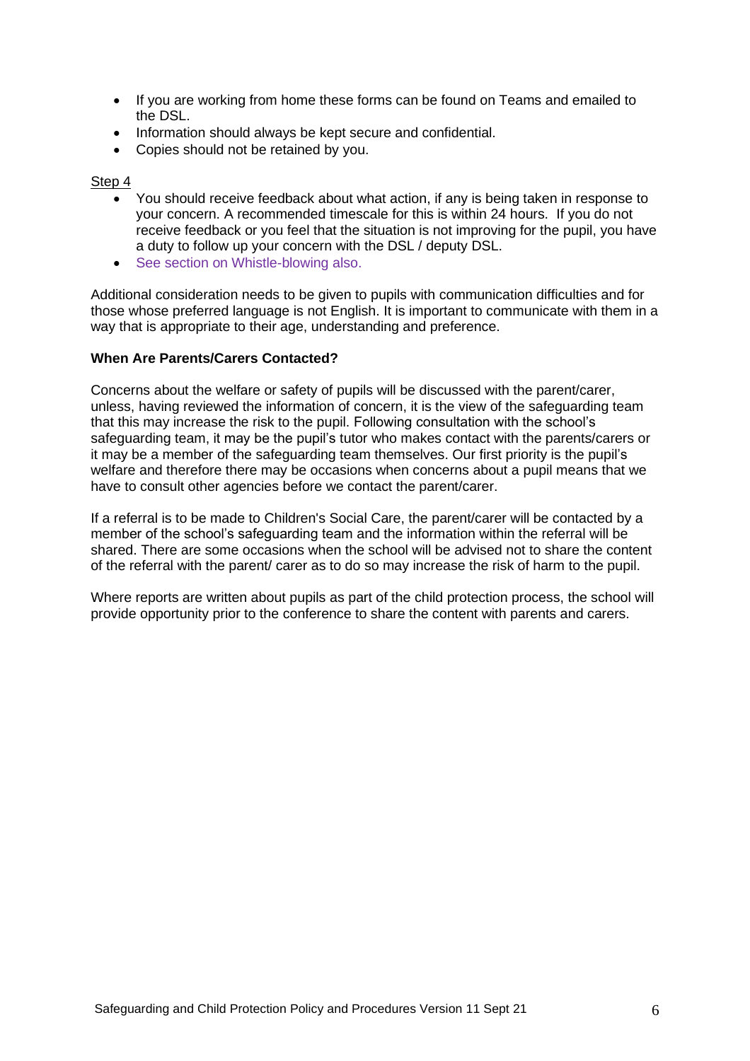- If you are working from home these forms can be found on Teams and emailed to the DSL.
- Information should always be kept secure and confidential.
- Copies should not be retained by you.

Step 4

- You should receive feedback about what action, if any is being taken in response to your concern. A recommended timescale for this is within 24 hours. If you do not receive feedback or you feel that the situation is not improving for the pupil, you have a duty to follow up your concern with the DSL / deputy DSL.
- See section on Whistle-blowing also.

Additional consideration needs to be given to pupils with communication difficulties and for those whose preferred language is not English. It is important to communicate with them in a way that is appropriate to their age, understanding and preference.

**When Are Parents/Carers Contacted?**

Concerns about the welfare or safety of pupils will be discussed with the parent/carer, unless, having reviewed the information of concern, it is the view of the safeguarding team that this may increase the risk to the pupil. Following consultation with the school's safeguarding team, it may be the pupil's tutor who makes contact with the parents/carers or it may be a member of the safeguarding team themselves. Our first priority is the pupil's welfare and therefore there may be occasions when concerns about a pupil means that we have to consult other agencies before we contact the parent/carer.

If a referral is to be made to Children's Social Care, the parent/carer will be contacted by a member of the school's safeguarding team and the information within the referral will be shared. There are some occasions when the school will be advised not to share the content of the referral with the parent/ carer as to do so may increase the risk of harm to the pupil.

Where reports are written about pupils as part of the child protection process, the school will provide opportunity prior to the conference to share the content with parents and carers.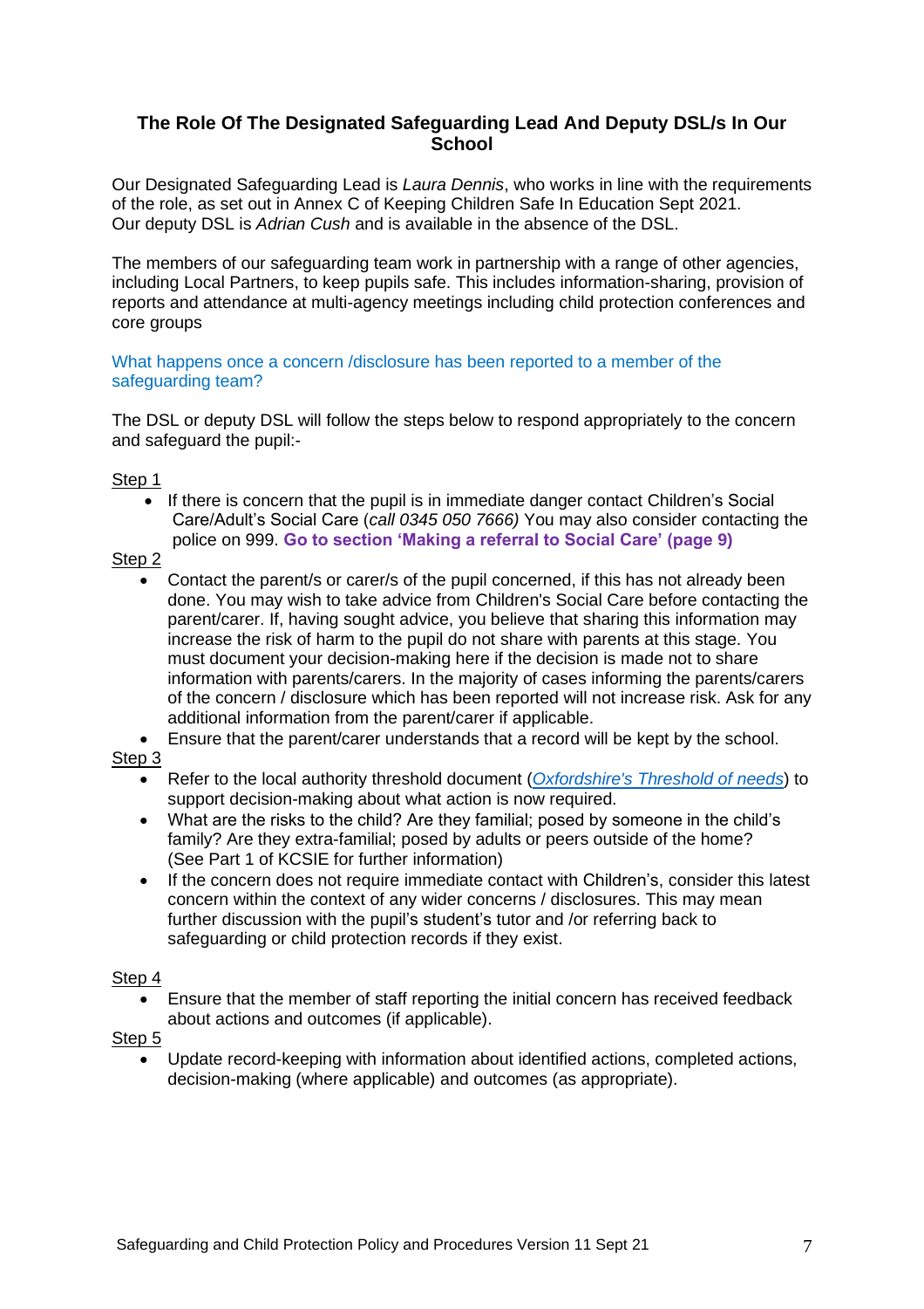## The Role Of The Designated Safeguarding Lead And Deputy DSL/s In Our School

Our Designated Safeguarding Lead is *Laura Dennis*, who works in line with the requirements of the role, as set out in Annex C of Keeping Children Safe In Education Sept 2021.
Our deputy DSL is *Adrian Cush* and is available in the absence of the DSL.

The members of our safeguarding team work in partnership with a range of other agencies, including Local Partners, to keep pupils safe. This includes information-sharing, provision of reports and attendance at multi-agency meetings including child protection conferences and core groups

### What happens once a concern /disclosure has been reported to a member of the safeguarding team?

The DSL or deputy DSL will follow the steps below to respond appropriately to the concern and safeguard the pupil:-

Step 1

- If there is concern that the pupil is in immediate danger contact Children's Social Care/Adult's Social Care (*call 0345 050 7666)* You may also consider contacting the police on 999. **Go to section 'Making a referral to Social Care' (page 9)**

Step 2

- Contact the parent/s or carer/s of the pupil concerned, if this has not already been done. You may wish to take advice from Children's Social Care before contacting the parent/carer. If, having sought advice, you believe that sharing this information may increase the risk of harm to the pupil do not share with parents at this stage. You must document your decision-making here if the decision is made not to share information with parents/carers. In the majority of cases informing the parents/carers of the concern / disclosure which has been reported will not increase risk. Ask for any additional information from the parent/carer if applicable.
- Ensure that the parent/carer understands that a record will be kept by the school.

Step 3

- Refer to the local authority threshold document (*Oxfordshire's Threshold of needs*) to support decision-making about what action is now required.
- What are the risks to the child? Are they familial; posed by someone in the child's family? Are they extra-familial; posed by adults or peers outside of the home? (See Part 1 of KCSIE for further information)
- If the concern does not require immediate contact with Children's, consider this latest concern within the context of any wider concerns / disclosures. This may mean further discussion with the pupil's student's tutor and /or referring back to safeguarding or child protection records if they exist.

Step 4

- Ensure that the member of staff reporting the initial concern has received feedback about actions and outcomes (if applicable).

Step 5

- Update record-keeping with information about identified actions, completed actions, decision-making (where applicable) and outcomes (as appropriate).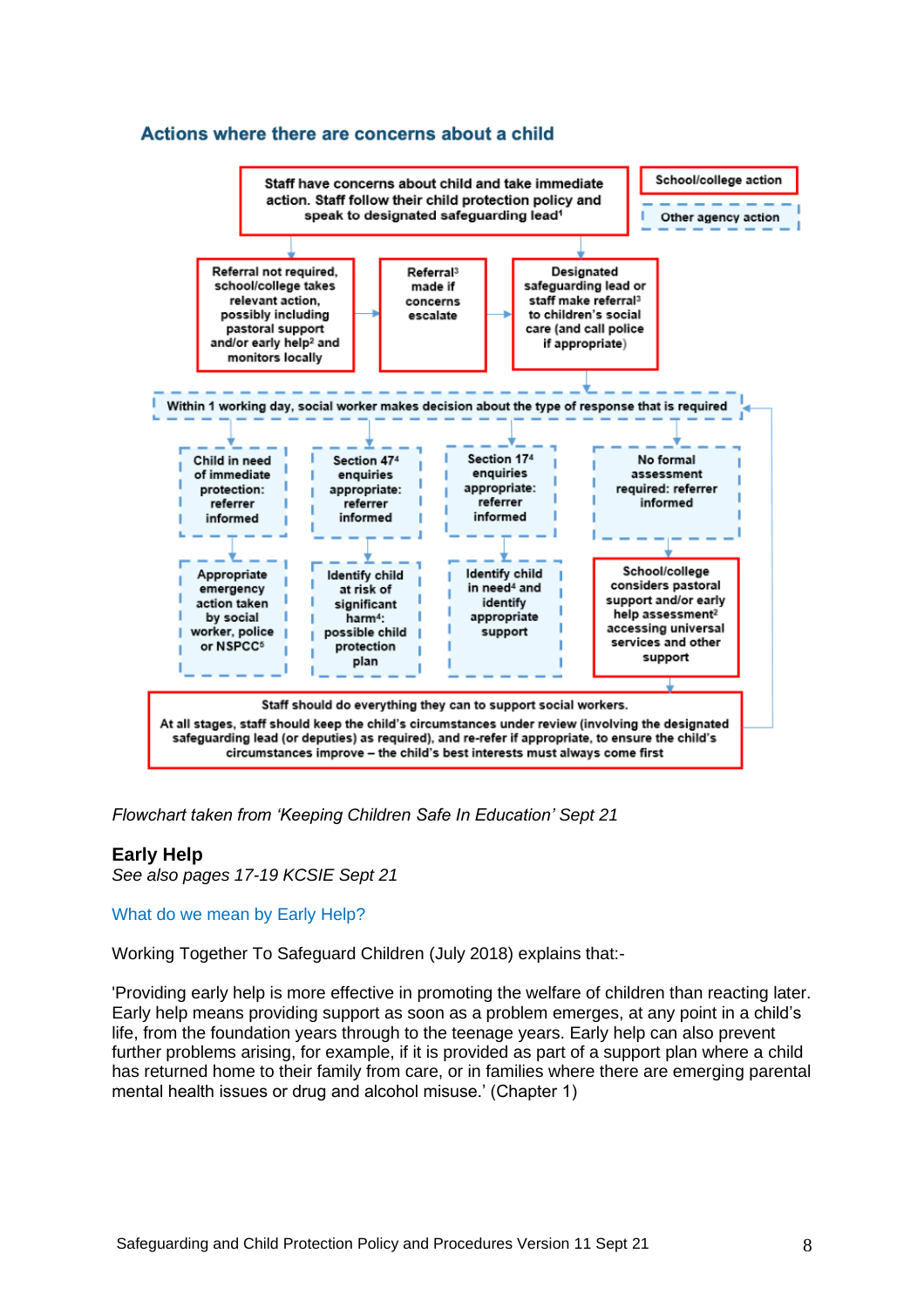## Actions where there are concerns about a child

Staff have concerns about child and take immediate action. Staff follow their child protection policy and speak to designated safeguarding lead[1]

School/college action

Other agency action

Referral not required, school/college takes relevant action, possibly including pastoral support and/or early help[2] and monitors locally

Referral[3] made if concerns escalate

Designated safeguarding lead or staff make referral[3] to children's social care (and call police if appropriate)

Within 1 working day, social worker makes decision about the type of response that is required

Child in need of immediate protection: referrer informed

Section 47[4] enquiries appropriate: referrer informed

Section 17[4] enquiries appropriate: referrer informed

No formal assessment required: referrer informed

Appropriate emergency action taken by social worker, police or NSPCC[5]

Identify child at risk of significant harm[4]: possible child protection plan

Identify child in need[4] and identify appropriate support

School/college considers pastoral support and/or early help assessment[2] accessing universal services and other support

Staff should do everything they can to support social workers.

At all stages, staff should keep the child's circumstances under review (involving the designated safeguarding lead (or deputies) as required), and re-refer if appropriate, to ensure the child's circumstances improve – the child's best interests must always come first

*Flowchart taken from 'Keeping Children Safe In Education' Sept 21*

**Early Help**
*See also pages 17-19 KCSIE Sept 21*

What do we mean by Early Help?

Working Together To Safeguard Children (July 2018) explains that:-

'Providing early help is more effective in promoting the welfare of children than reacting later. Early help means providing support as soon as a problem emerges, at any point in a child's life, from the foundation years through to the teenage years. Early help can also prevent further problems arising, for example, if it is provided as part of a support plan where a child has returned home to their family from care, or in families where there are emerging parental mental health issues or drug and alcohol misuse.' (Chapter 1)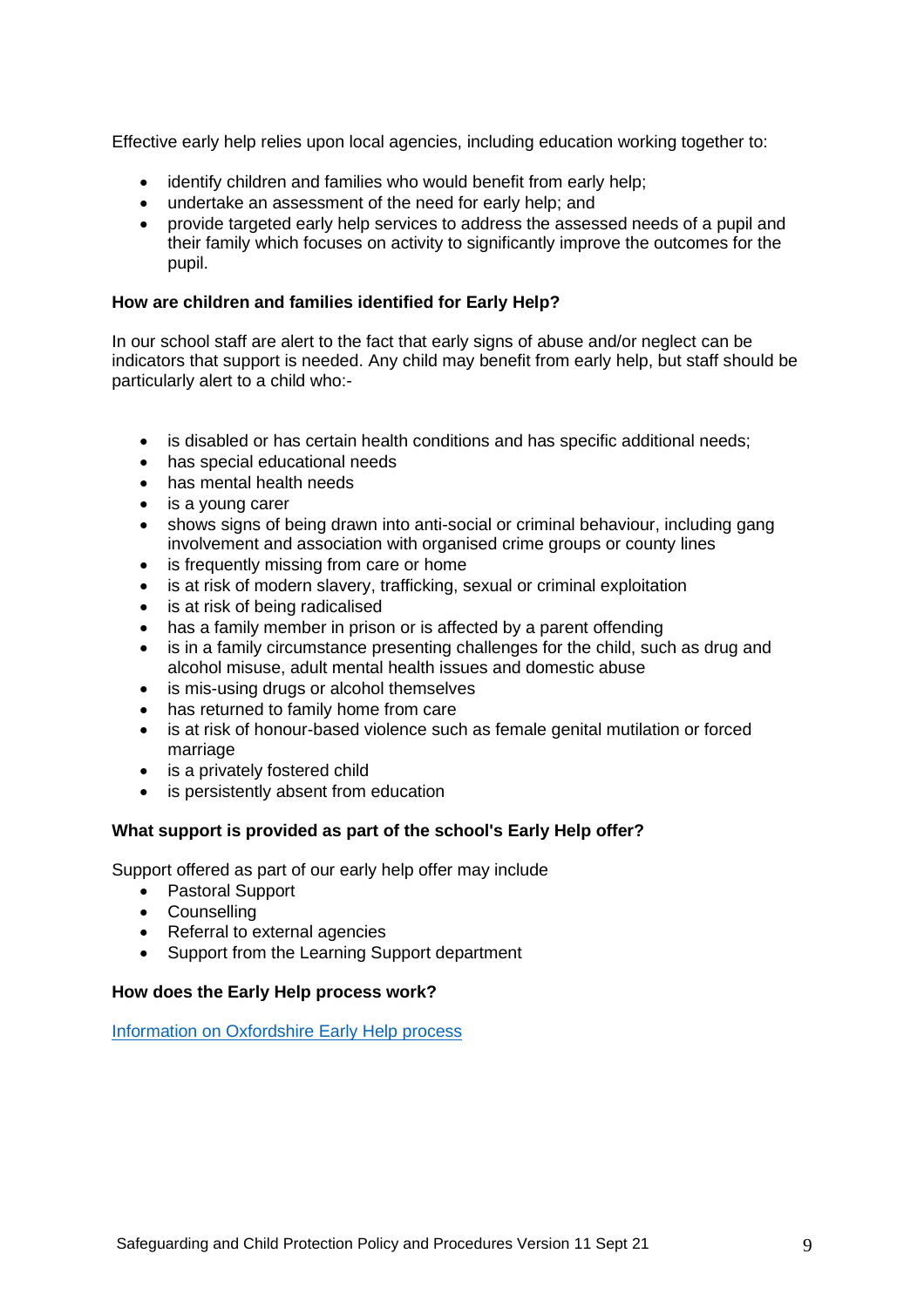Effective early help relies upon local agencies, including education working together to:

- identify children and families who would benefit from early help;
- undertake an assessment of the need for early help; and
- provide targeted early help services to address the assessed needs of a pupil and their family which focuses on activity to significantly improve the outcomes for the pupil.

**How are children and families identified for Early Help?**

In our school staff are alert to the fact that early signs of abuse and/or neglect can be indicators that support is needed. Any child may benefit from early help, but staff should be particularly alert to a child who:-

- is disabled or has certain health conditions and has specific additional needs;
- has special educational needs
- has mental health needs
- is a young carer
- shows signs of being drawn into anti-social or criminal behaviour, including gang involvement and association with organised crime groups or county lines
- is frequently missing from care or home
- is at risk of modern slavery, trafficking, sexual or criminal exploitation
- is at risk of being radicalised
- has a family member in prison or is affected by a parent offending
- is in a family circumstance presenting challenges for the child, such as drug and alcohol misuse, adult mental health issues and domestic abuse
- is mis-using drugs or alcohol themselves
- has returned to family home from care
- is at risk of honour-based violence such as female genital mutilation or forced marriage
- is a privately fostered child
- is persistently absent from education

**What support is provided as part of the school's Early Help offer?**

Support offered as part of our early help offer may include

- Pastoral Support
- Counselling
- Referral to external agencies
- Support from the Learning Support department

**How does the Early Help process work?**

[Information on Oxfordshire Early Help process]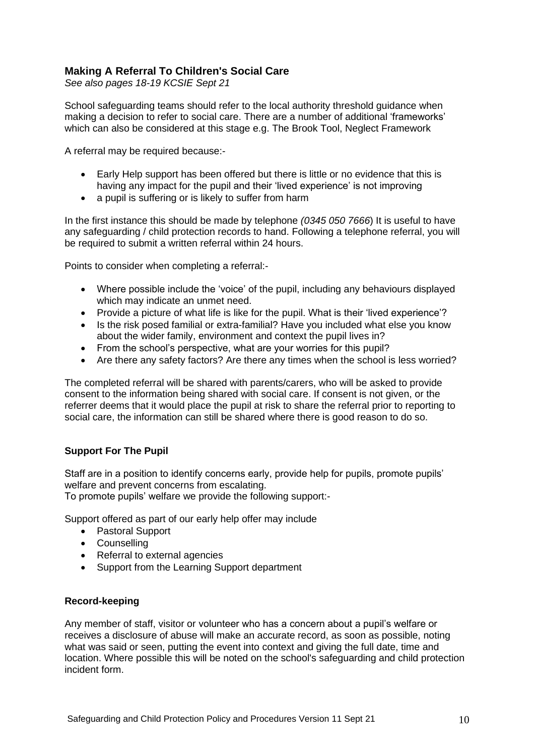## Making A Referral To Children's Social Care

*See also pages 18-19 KCSIE Sept 21*

School safeguarding teams should refer to the local authority threshold guidance when making a decision to refer to social care. There are a number of additional 'frameworks' which can also be considered at this stage e.g. The Brook Tool, Neglect Framework

A referral may be required because:-

- Early Help support has been offered but there is little or no evidence that this is having any impact for the pupil and their 'lived experience' is not improving
- a pupil is suffering or is likely to suffer from harm

In the first instance this should be made by telephone *(0345 050 7666*) It is useful to have any safeguarding / child protection records to hand. Following a telephone referral, you will be required to submit a written referral within 24 hours.

Points to consider when completing a referral:-

- Where possible include the 'voice' of the pupil, including any behaviours displayed which may indicate an unmet need.
- Provide a picture of what life is like for the pupil. What is their 'lived experience'?
- Is the risk posed familial or extra-familial? Have you included what else you know about the wider family, environment and context the pupil lives in?
- From the school's perspective, what are your worries for this pupil?
- Are there any safety factors? Are there any times when the school is less worried?

The completed referral will be shared with parents/carers, who will be asked to provide consent to the information being shared with social care. If consent is not given, or the referrer deems that it would place the pupil at risk to share the referral prior to reporting to social care, the information can still be shared where there is good reason to do so.

### Support For The Pupil

Staff are in a position to identify concerns early, provide help for pupils, promote pupils' welfare and prevent concerns from escalating.
To promote pupils' welfare we provide the following support:-

Support offered as part of our early help offer may include

- Pastoral Support
- Counselling
- Referral to external agencies
- Support from the Learning Support department

### Record-keeping

Any member of staff, visitor or volunteer who has a concern about a pupil's welfare or receives a disclosure of abuse will make an accurate record, as soon as possible, noting what was said or seen, putting the event into context and giving the full date, time and location. Where possible this will be noted on the school's safeguarding and child protection incident form.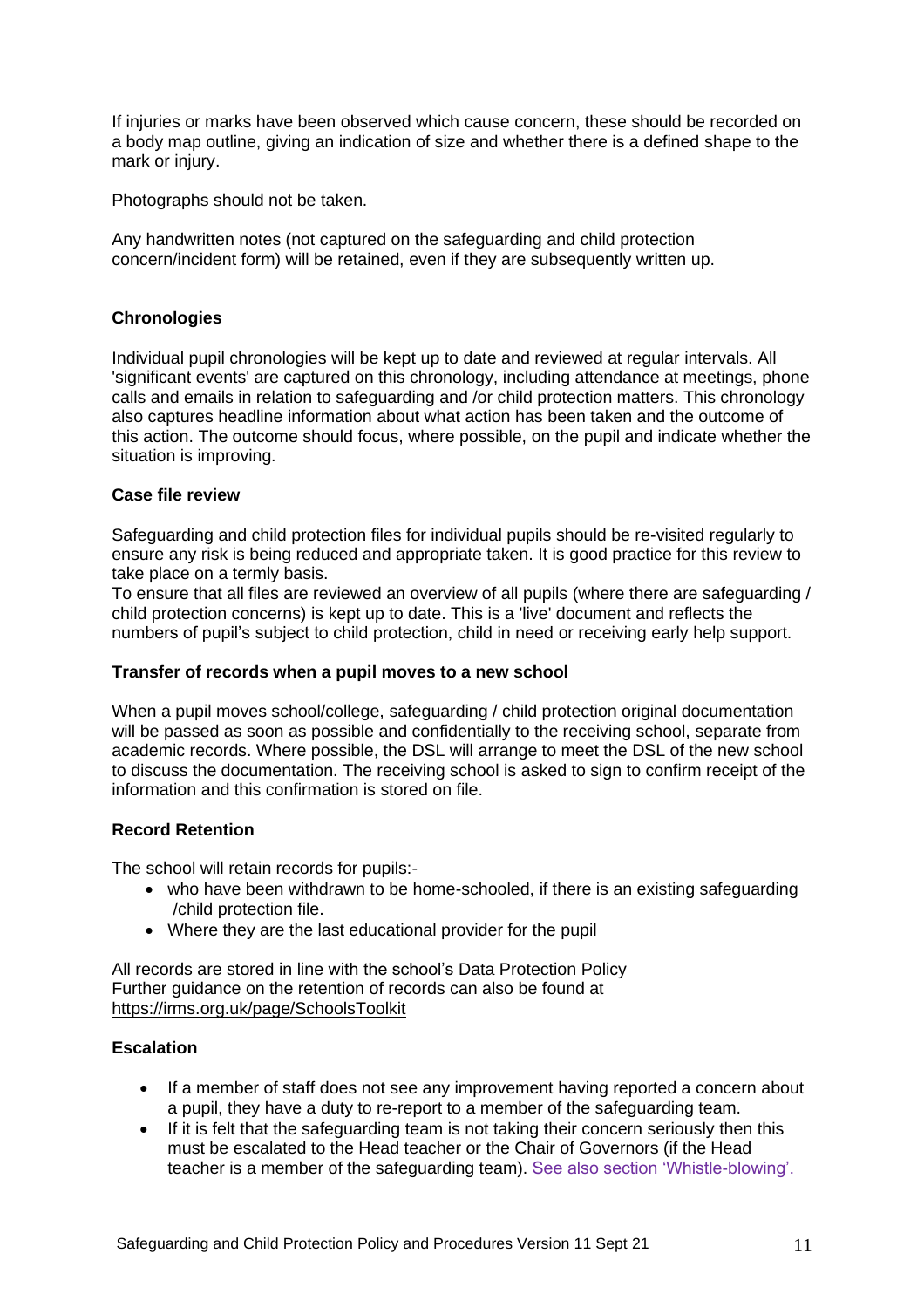If injuries or marks have been observed which cause concern, these should be recorded on a body map outline, giving an indication of size and whether there is a defined shape to the mark or injury.

Photographs should not be taken.

Any handwritten notes (not captured on the safeguarding and child protection concern/incident form) will be retained, even if they are subsequently written up.

**Chronologies**

Individual pupil chronologies will be kept up to date and reviewed at regular intervals. All 'significant events' are captured on this chronology, including attendance at meetings, phone calls and emails in relation to safeguarding and /or child protection matters. This chronology also captures headline information about what action has been taken and the outcome of this action. The outcome should focus, where possible, on the pupil and indicate whether the situation is improving.

**Case file review**

Safeguarding and child protection files for individual pupils should be re-visited regularly to ensure any risk is being reduced and appropriate taken. It is good practice for this review to take place on a termly basis.
To ensure that all files are reviewed an overview of all pupils (where there are safeguarding / child protection concerns) is kept up to date. This is a 'live' document and reflects the numbers of pupil's subject to child protection, child in need or receiving early help support.

**Transfer of records when a pupil moves to a new school**

When a pupil moves school/college, safeguarding / child protection original documentation will be passed as soon as possible and confidentially to the receiving school, separate from academic records. Where possible, the DSL will arrange to meet the DSL of the new school to discuss the documentation. The receiving school is asked to sign to confirm receipt of the information and this confirmation is stored on file.

**Record Retention**

The school will retain records for pupils:-

- who have been withdrawn to be home-schooled, if there is an existing safeguarding /child protection file.
- Where they are the last educational provider for the pupil

All records are stored in line with the school's Data Protection Policy
Further guidance on the retention of records can also be found at
https://irms.org.uk/page/SchoolsToolkit

**Escalation**

- If a member of staff does not see any improvement having reported a concern about a pupil, they have a duty to re-report to a member of the safeguarding team.
- If it is felt that the safeguarding team is not taking their concern seriously then this must be escalated to the Head teacher or the Chair of Governors (if the Head teacher is a member of the safeguarding team). See also section 'Whistle-blowing'.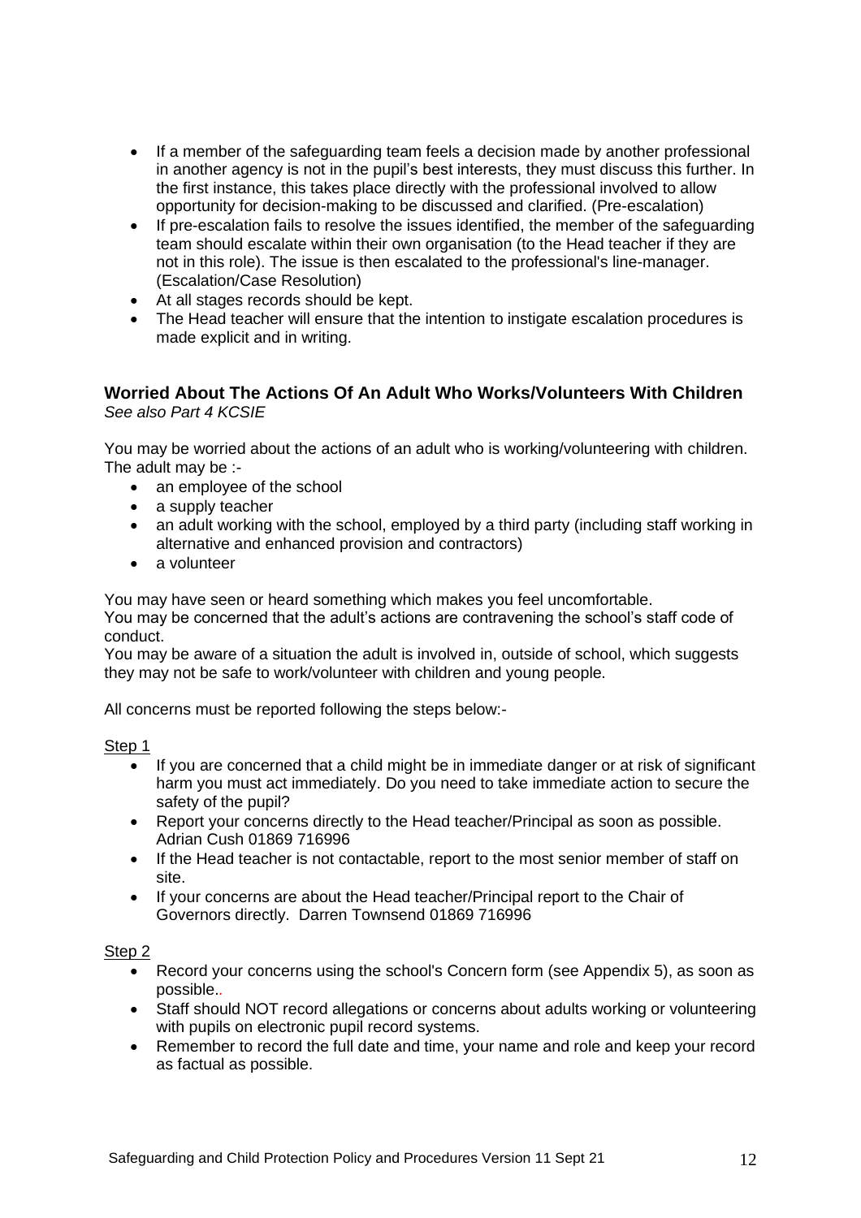- If a member of the safeguarding team feels a decision made by another professional in another agency is not in the pupil's best interests, they must discuss this further. In the first instance, this takes place directly with the professional involved to allow opportunity for decision-making to be discussed and clarified. (Pre-escalation)
- If pre-escalation fails to resolve the issues identified, the member of the safeguarding team should escalate within their own organisation (to the Head teacher if they are not in this role). The issue is then escalated to the professional's line-manager. (Escalation/Case Resolution)
- At all stages records should be kept.
- The Head teacher will ensure that the intention to instigate escalation procedures is made explicit and in writing.

## Worried About The Actions Of An Adult Who Works/Volunteers With Children

*See also Part 4 KCSIE*

You may be worried about the actions of an adult who is working/volunteering with children. The adult may be :-

- an employee of the school
- a supply teacher
- an adult working with the school, employed by a third party (including staff working in alternative and enhanced provision and contractors)
- a volunteer

You may have seen or heard something which makes you feel uncomfortable.
You may be concerned that the adult's actions are contravening the school's staff code of conduct.
You may be aware of a situation the adult is involved in, outside of school, which suggests they may not be safe to work/volunteer with children and young people.

All concerns must be reported following the steps below:-

Step 1

- If you are concerned that a child might be in immediate danger or at risk of significant harm you must act immediately. Do you need to take immediate action to secure the safety of the pupil?
- Report your concerns directly to the Head teacher/Principal as soon as possible. Adrian Cush 01869 716996
- If the Head teacher is not contactable, report to the most senior member of staff on site.
- If your concerns are about the Head teacher/Principal report to the Chair of Governors directly. Darren Townsend 01869 716996

Step 2

- Record your concerns using the school's Concern form (see Appendix 5), as soon as possible..
- Staff should NOT record allegations or concerns about adults working or volunteering with pupils on electronic pupil record systems.
- Remember to record the full date and time, your name and role and keep your record as factual as possible.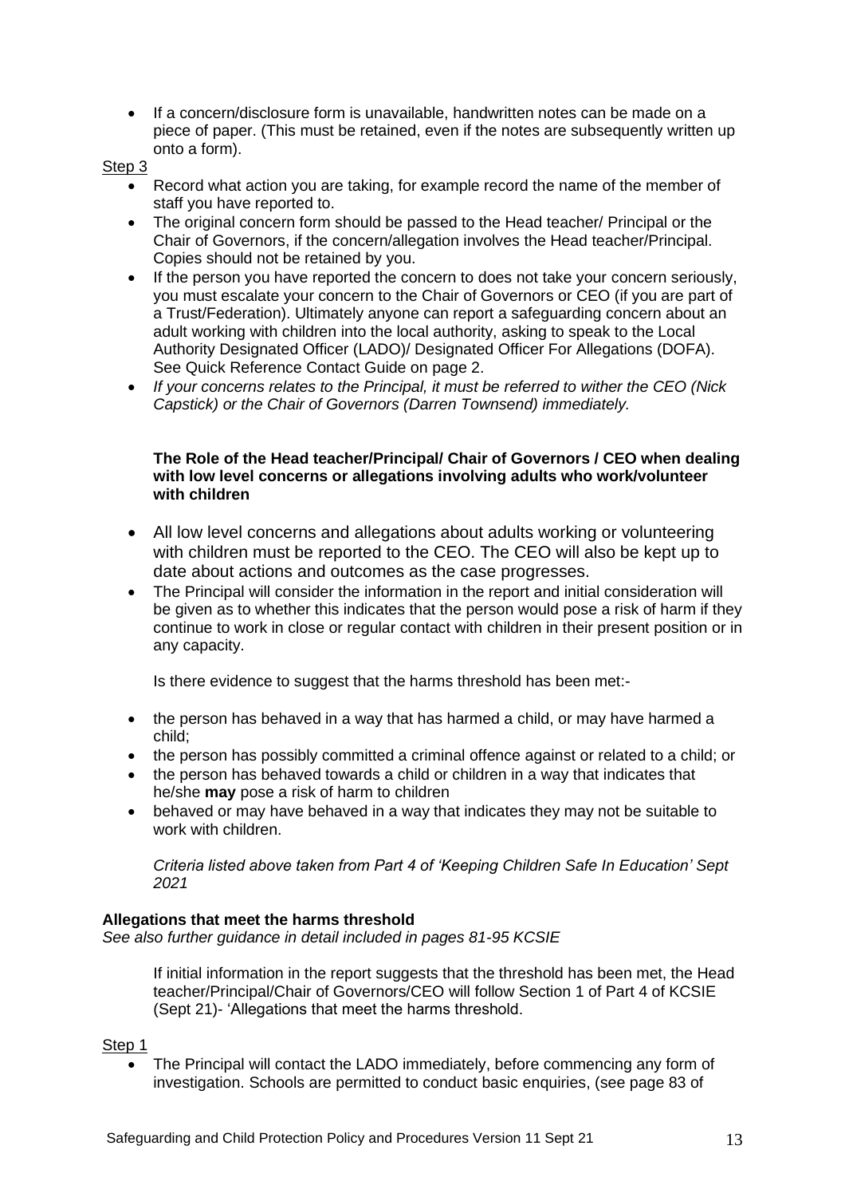- If a concern/disclosure form is unavailable, handwritten notes can be made on a piece of paper. (This must be retained, even if the notes are subsequently written up onto a form).

Step 3

- Record what action you are taking, for example record the name of the member of staff you have reported to.
- The original concern form should be passed to the Head teacher/ Principal or the Chair of Governors, if the concern/allegation involves the Head teacher/Principal. Copies should not be retained by you.
- If the person you have reported the concern to does not take your concern seriously, you must escalate your concern to the Chair of Governors or CEO (if you are part of a Trust/Federation). Ultimately anyone can report a safeguarding concern about an adult working with children into the local authority, asking to speak to the Local Authority Designated Officer (LADO)/ Designated Officer For Allegations (DOFA). See Quick Reference Contact Guide on page 2.
- *If your concerns relates to the Principal, it must be referred to wither the CEO (Nick Capstick) or the Chair of Governors (Darren Townsend) immediately.*

**The Role of the Head teacher/Principal/ Chair of Governors / CEO when dealing with low level concerns or allegations involving adults who work/volunteer with children**

- All low level concerns and allegations about adults working or volunteering with children must be reported to the CEO. The CEO will also be kept up to date about actions and outcomes as the case progresses.
- The Principal will consider the information in the report and initial consideration will be given as to whether this indicates that the person would pose a risk of harm if they continue to work in close or regular contact with children in their present position or in any capacity.

Is there evidence to suggest that the harms threshold has been met:-

- the person has behaved in a way that has harmed a child, or may have harmed a child;
- the person has possibly committed a criminal offence against or related to a child; or
- the person has behaved towards a child or children in a way that indicates that he/she **may** pose a risk of harm to children
- behaved or may have behaved in a way that indicates they may not be suitable to work with children.

*Criteria listed above taken from Part 4 of 'Keeping Children Safe In Education' Sept 2021*

**Allegations that meet the harms threshold**

*See also further guidance in detail included in pages 81-95 KCSIE*

If initial information in the report suggests that the threshold has been met, the Head teacher/Principal/Chair of Governors/CEO will follow Section 1 of Part 4 of KCSIE (Sept 21)- 'Allegations that meet the harms threshold.

Step 1

- The Principal will contact the LADO immediately, before commencing any form of investigation. Schools are permitted to conduct basic enquiries, (see page 83 of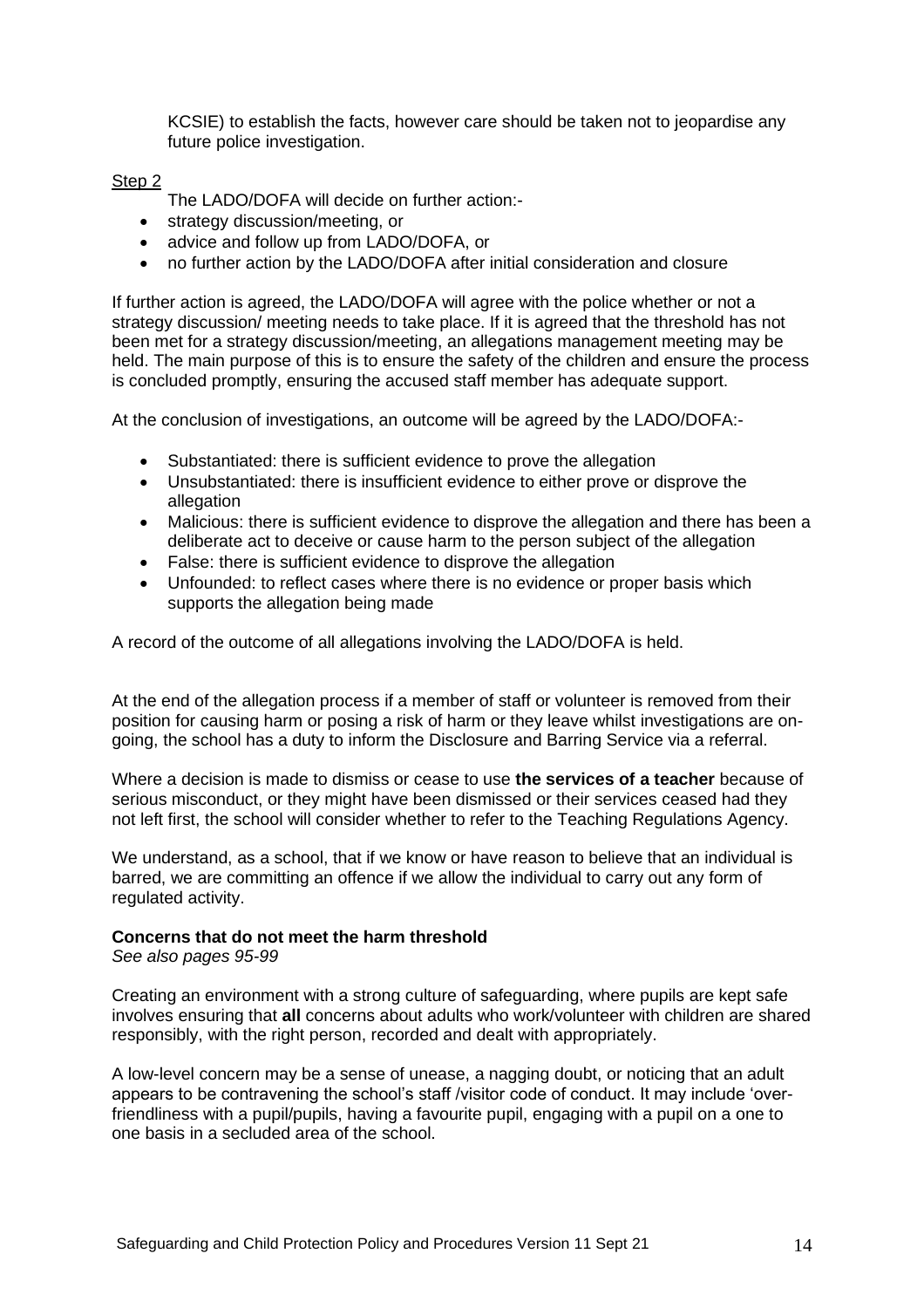KCSIE) to establish the facts, however care should be taken not to jeopardise any future police investigation.

Step 2

The LADO/DOFA will decide on further action:-

- strategy discussion/meeting, or
- advice and follow up from LADO/DOFA, or
- no further action by the LADO/DOFA after initial consideration and closure

If further action is agreed, the LADO/DOFA will agree with the police whether or not a strategy discussion/ meeting needs to take place. If it is agreed that the threshold has not been met for a strategy discussion/meeting, an allegations management meeting may be held. The main purpose of this is to ensure the safety of the children and ensure the process is concluded promptly, ensuring the accused staff member has adequate support.

At the conclusion of investigations, an outcome will be agreed by the LADO/DOFA:-

- Substantiated: there is sufficient evidence to prove the allegation
- Unsubstantiated: there is insufficient evidence to either prove or disprove the allegation
- Malicious: there is sufficient evidence to disprove the allegation and there has been a deliberate act to deceive or cause harm to the person subject of the allegation
- False: there is sufficient evidence to disprove the allegation
- Unfounded: to reflect cases where there is no evidence or proper basis which supports the allegation being made

A record of the outcome of all allegations involving the LADO/DOFA is held.

At the end of the allegation process if a member of staff or volunteer is removed from their position for causing harm or posing a risk of harm or they leave whilst investigations are on-going, the school has a duty to inform the Disclosure and Barring Service via a referral.

Where a decision is made to dismiss or cease to use **the services of a teacher** because of serious misconduct, or they might have been dismissed or their services ceased had they not left first, the school will consider whether to refer to the Teaching Regulations Agency.

We understand, as a school, that if we know or have reason to believe that an individual is barred, we are committing an offence if we allow the individual to carry out any form of regulated activity.

**Concerns that do not meet the harm threshold**

*See also pages 95-99*

Creating an environment with a strong culture of safeguarding, where pupils are kept safe involves ensuring that **all** concerns about adults who work/volunteer with children are shared responsibly, with the right person, recorded and dealt with appropriately.

A low-level concern may be a sense of unease, a nagging doubt, or noticing that an adult appears to be contravening the school's staff /visitor code of conduct. It may include 'over-friendliness with a pupil/pupils, having a favourite pupil, engaging with a pupil on a one to one basis in a secluded area of the school.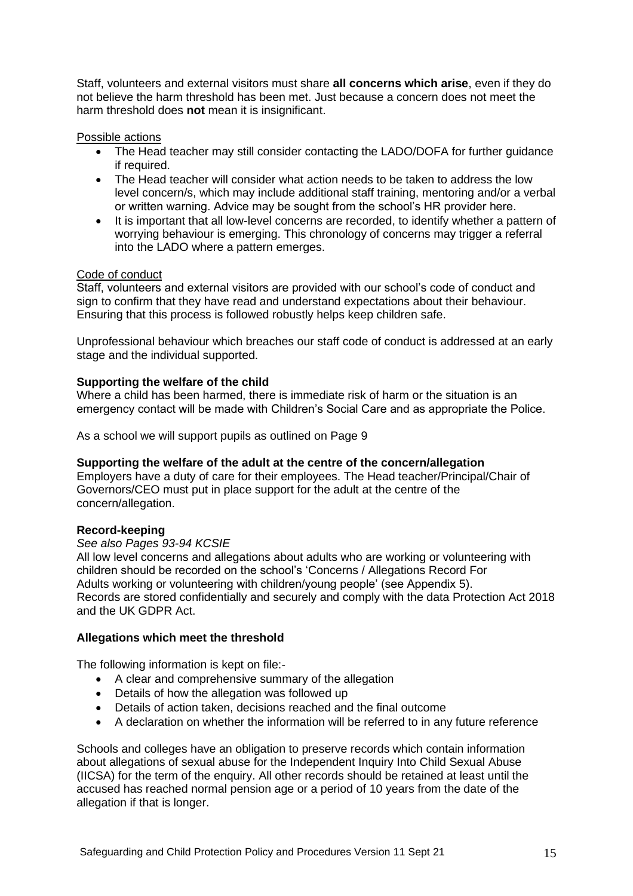Staff, volunteers and external visitors must share **all concerns which arise**, even if they do not believe the harm threshold has been met. Just because a concern does not meet the harm threshold does **not** mean it is insignificant.

Possible actions

- The Head teacher may still consider contacting the LADO/DOFA for further guidance if required.
- The Head teacher will consider what action needs to be taken to address the low level concern/s, which may include additional staff training, mentoring and/or a verbal or written warning. Advice may be sought from the school's HR provider here.
- It is important that all low-level concerns are recorded, to identify whether a pattern of worrying behaviour is emerging. This chronology of concerns may trigger a referral into the LADO where a pattern emerges.

Code of conduct

Staff, volunteers and external visitors are provided with our school's code of conduct and sign to confirm that they have read and understand expectations about their behaviour. Ensuring that this process is followed robustly helps keep children safe.

Unprofessional behaviour which breaches our staff code of conduct is addressed at an early stage and the individual supported.

**Supporting the welfare of the child**

Where a child has been harmed, there is immediate risk of harm or the situation is an emergency contact will be made with Children's Social Care and as appropriate the Police.

As a school we will support pupils as outlined on Page 9

**Supporting the welfare of the adult at the centre of the concern/allegation**

Employers have a duty of care for their employees. The Head teacher/Principal/Chair of Governors/CEO must put in place support for the adult at the centre of the concern/allegation.

**Record-keeping**

*See also Pages 93-94 KCSIE*

All low level concerns and allegations about adults who are working or volunteering with children should be recorded on the school's 'Concerns / Allegations Record For Adults working or volunteering with children/young people' (see Appendix 5).
Records are stored confidentially and securely and comply with the data Protection Act 2018 and the UK GDPR Act.

**Allegations which meet the threshold**

The following information is kept on file:-

- A clear and comprehensive summary of the allegation
- Details of how the allegation was followed up
- Details of action taken, decisions reached and the final outcome
- A declaration on whether the information will be referred to in any future reference

Schools and colleges have an obligation to preserve records which contain information about allegations of sexual abuse for the Independent Inquiry Into Child Sexual Abuse (IICSA) for the term of the enquiry. All other records should be retained at least until the accused has reached normal pension age or a period of 10 years from the date of the allegation if that is longer.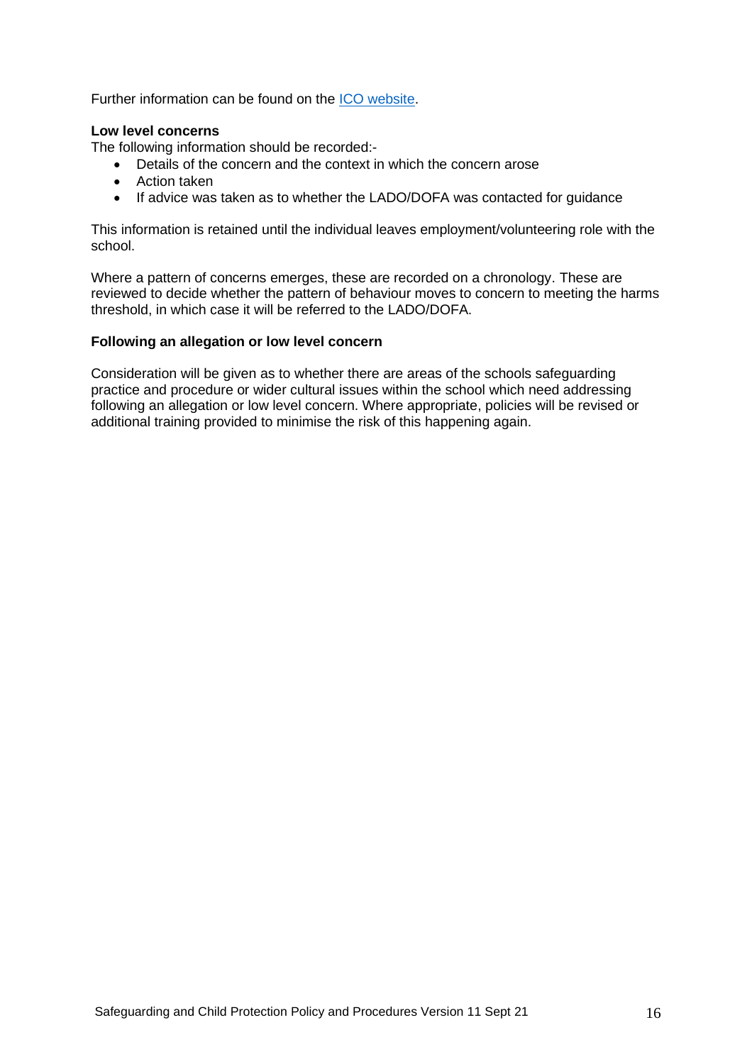Further information can be found on the ICO website.

**Low level concerns**

The following information should be recorded:-

- Details of the concern and the context in which the concern arose
- Action taken
- If advice was taken as to whether the LADO/DOFA was contacted for guidance

This information is retained until the individual leaves employment/volunteering role with the school.

Where a pattern of concerns emerges, these are recorded on a chronology. These are reviewed to decide whether the pattern of behaviour moves to concern to meeting the harms threshold, in which case it will be referred to the LADO/DOFA.

**Following an allegation or low level concern**

Consideration will be given as to whether there are areas of the schools safeguarding practice and procedure or wider cultural issues within the school which need addressing following an allegation or low level concern. Where appropriate, policies will be revised or additional training provided to minimise the risk of this happening again.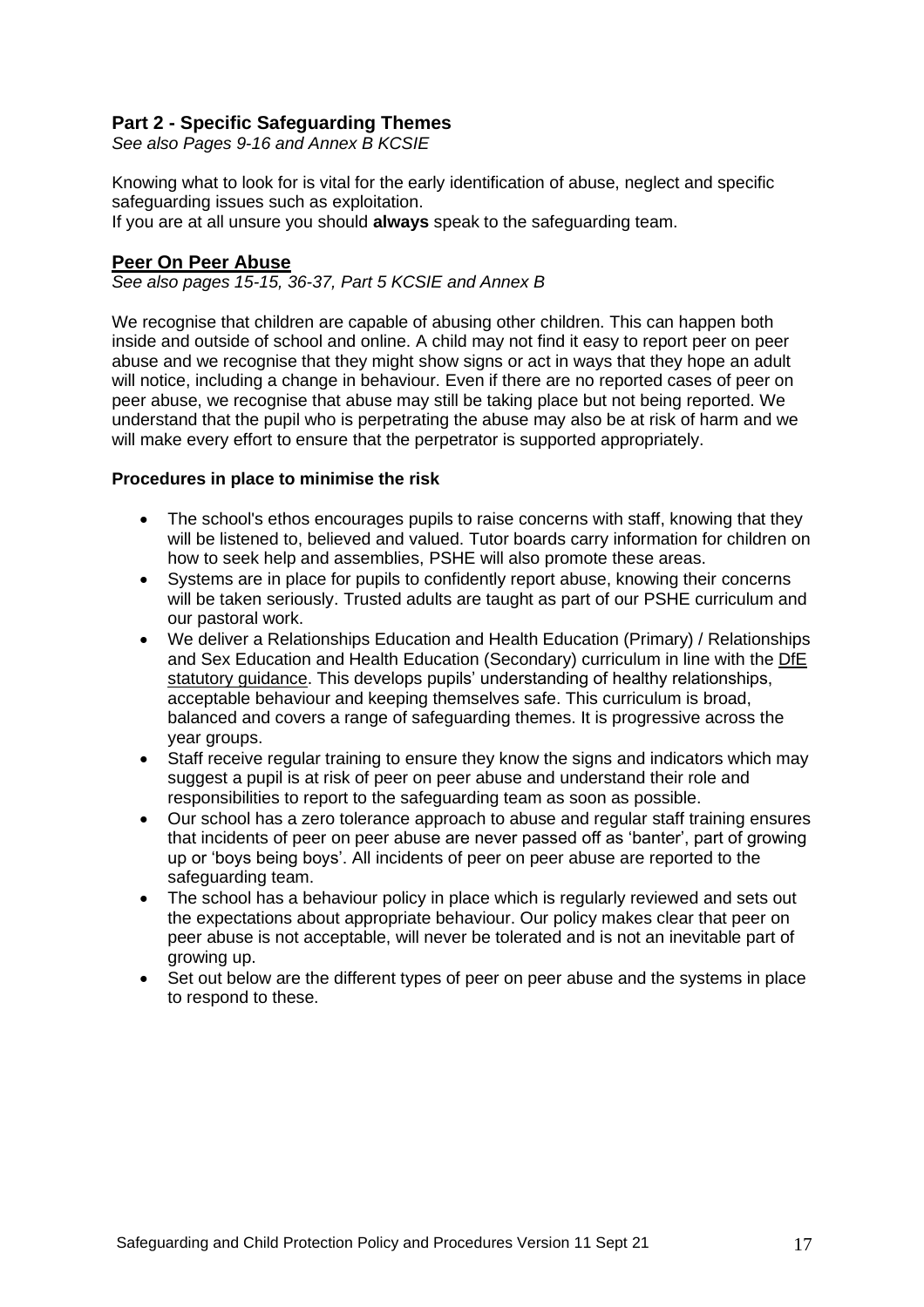## Part 2 - Specific Safeguarding Themes

*See also Pages 9-16 and Annex B KCSIE*

Knowing what to look for is vital for the early identification of abuse, neglect and specific safeguarding issues such as exploitation.
If you are at all unsure you should **always** speak to the safeguarding team.

### Peer On Peer Abuse

*See also pages 15-15, 36-37, Part 5 KCSIE and Annex B*

We recognise that children are capable of abusing other children. This can happen both inside and outside of school and online. A child may not find it easy to report peer on peer abuse and we recognise that they might show signs or act in ways that they hope an adult will notice, including a change in behaviour. Even if there are no reported cases of peer on peer abuse, we recognise that abuse may still be taking place but not being reported. We understand that the pupil who is perpetrating the abuse may also be at risk of harm and we will make every effort to ensure that the perpetrator is supported appropriately.

**Procedures in place to minimise the risk**

- The school's ethos encourages pupils to raise concerns with staff, knowing that they will be listened to, believed and valued. Tutor boards carry information for children on how to seek help and assemblies, PSHE will also promote these areas.
- Systems are in place for pupils to confidently report abuse, knowing their concerns will be taken seriously. Trusted adults are taught as part of our PSHE curriculum and our pastoral work.
- We deliver a Relationships Education and Health Education (Primary) / Relationships and Sex Education and Health Education (Secondary) curriculum in line with the DfE statutory guidance. This develops pupils' understanding of healthy relationships, acceptable behaviour and keeping themselves safe. This curriculum is broad, balanced and covers a range of safeguarding themes. It is progressive across the year groups.
- Staff receive regular training to ensure they know the signs and indicators which may suggest a pupil is at risk of peer on peer abuse and understand their role and responsibilities to report to the safeguarding team as soon as possible.
- Our school has a zero tolerance approach to abuse and regular staff training ensures that incidents of peer on peer abuse are never passed off as 'banter', part of growing up or 'boys being boys'. All incidents of peer on peer abuse are reported to the safeguarding team.
- The school has a behaviour policy in place which is regularly reviewed and sets out the expectations about appropriate behaviour. Our policy makes clear that peer on peer abuse is not acceptable, will never be tolerated and is not an inevitable part of growing up.
- Set out below are the different types of peer on peer abuse and the systems in place to respond to these.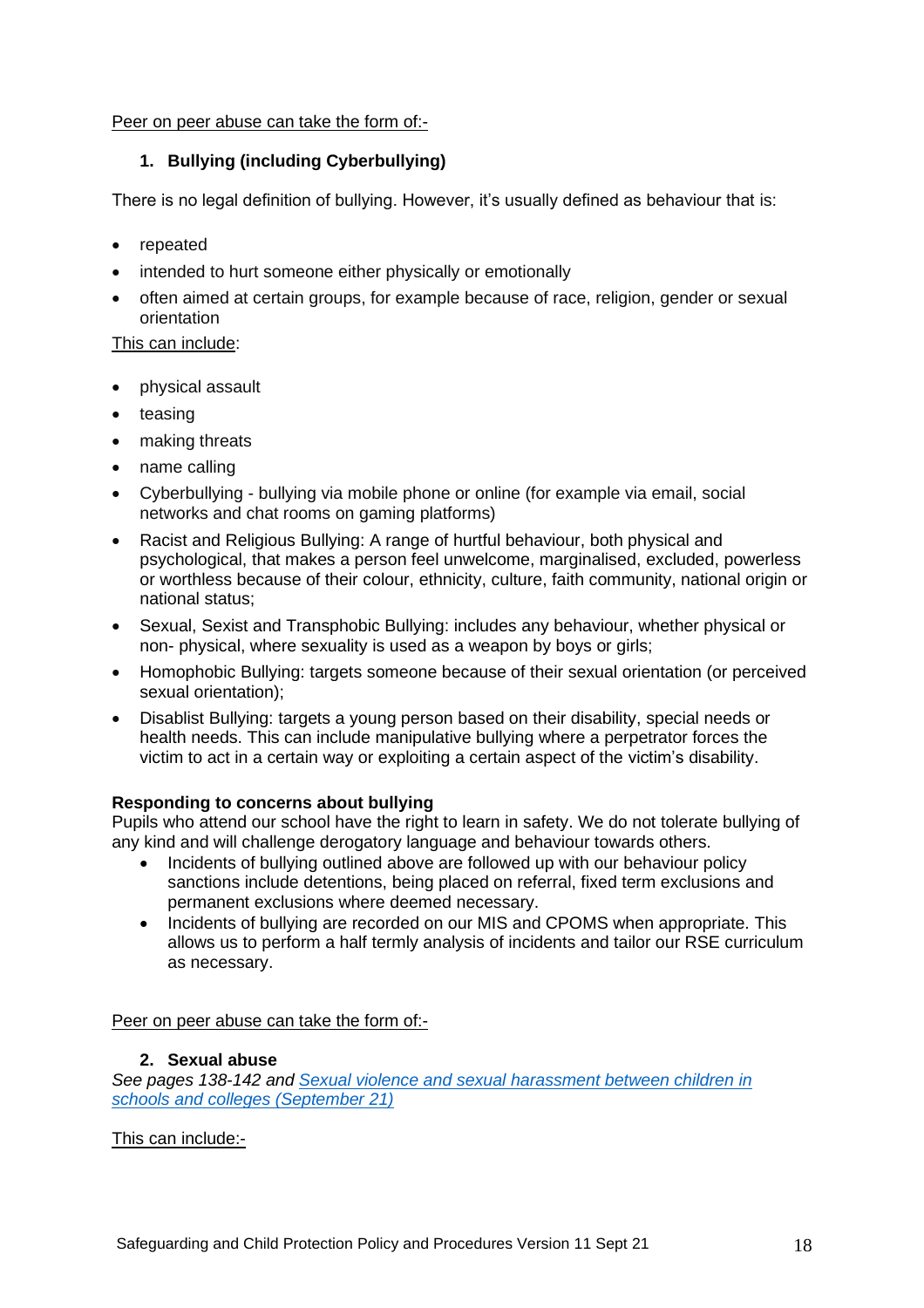Peer on peer abuse can take the form of:-

1. **Bullying (including Cyberbullying)**

There is no legal definition of bullying. However, it's usually defined as behaviour that is:

- repeated
- intended to hurt someone either physically or emotionally
- often aimed at certain groups, for example because of race, religion, gender or sexual orientation

This can include:

- physical assault
- teasing
- making threats
- name calling
- Cyberbullying - bullying via mobile phone or online (for example via email, social networks and chat rooms on gaming platforms)
- Racist and Religious Bullying: A range of hurtful behaviour, both physical and psychological, that makes a person feel unwelcome, marginalised, excluded, powerless or worthless because of their colour, ethnicity, culture, faith community, national origin or national status;
- Sexual, Sexist and Transphobic Bullying: includes any behaviour, whether physical or non- physical, where sexuality is used as a weapon by boys or girls;
- Homophobic Bullying: targets someone because of their sexual orientation (or perceived sexual orientation);
- Disablist Bullying: targets a young person based on their disability, special needs or health needs. This can include manipulative bullying where a perpetrator forces the victim to act in a certain way or exploiting a certain aspect of the victim's disability.

**Responding to concerns about bullying**

Pupils who attend our school have the right to learn in safety. We do not tolerate bullying of any kind and will challenge derogatory language and behaviour towards others.

- Incidents of bullying outlined above are followed up with our behaviour policy sanctions include detentions, being placed on referral, fixed term exclusions and permanent exclusions where deemed necessary.
- Incidents of bullying are recorded on our MIS and CPOMS when appropriate. This allows us to perform a half termly analysis of incidents and tailor our RSE curriculum as necessary.

Peer on peer abuse can take the form of:-

2. **Sexual abuse**

*See pages 138-142 and [Sexual violence and sexual harassment between children in schools and colleges (September 21)]*

This can include:-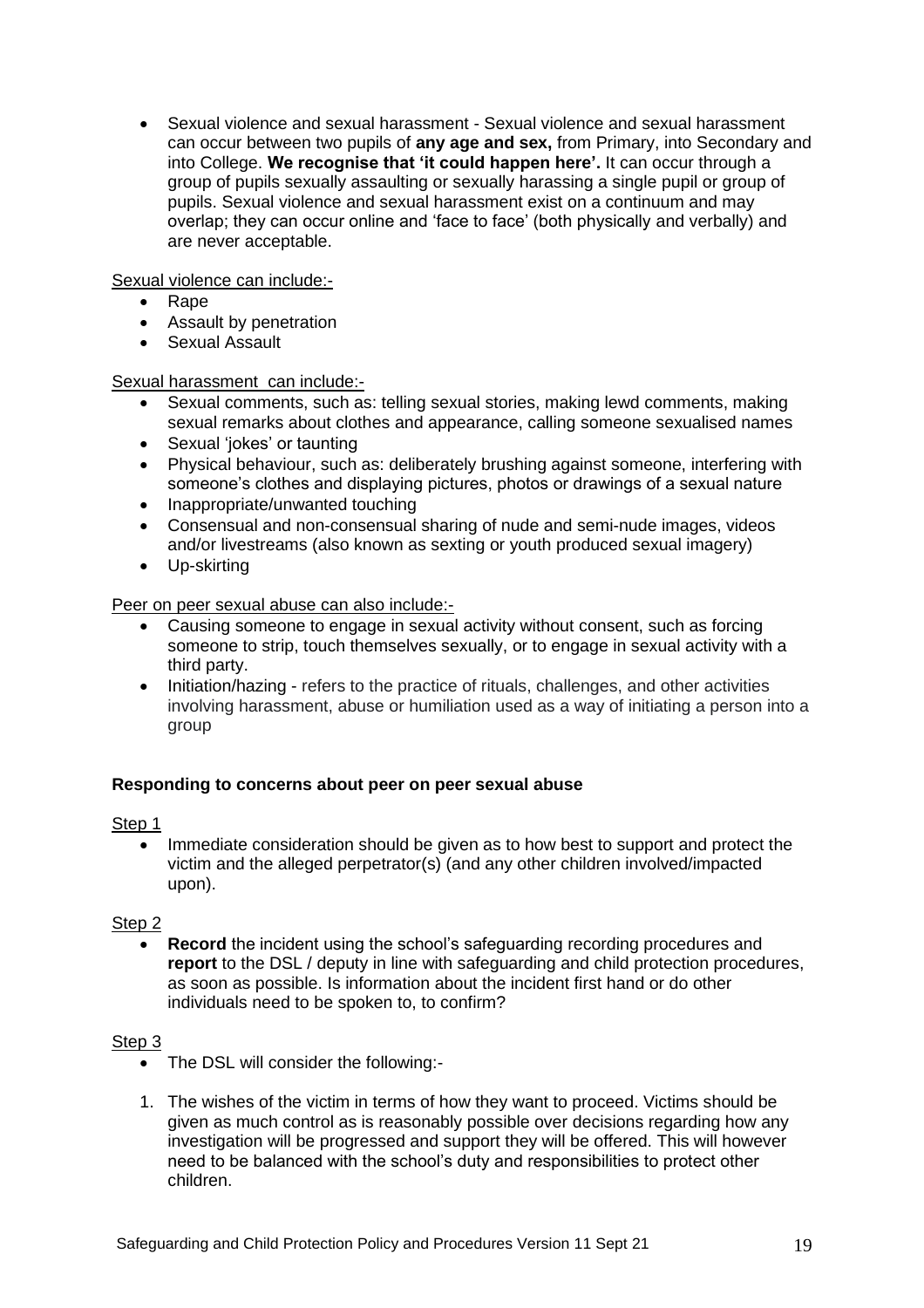- Sexual violence and sexual harassment - Sexual violence and sexual harassment can occur between two pupils of **any age and sex,** from Primary, into Secondary and into College. **We recognise that 'it could happen here'.** It can occur through a group of pupils sexually assaulting or sexually harassing a single pupil or group of pupils. Sexual violence and sexual harassment exist on a continuum and may overlap; they can occur online and 'face to face' (both physically and verbally) and are never acceptable.

Sexual violence can include:-

- Rape
- Assault by penetration
- Sexual Assault

Sexual harassment can include:-

- Sexual comments, such as: telling sexual stories, making lewd comments, making sexual remarks about clothes and appearance, calling someone sexualised names
- Sexual 'jokes' or taunting
- Physical behaviour, such as: deliberately brushing against someone, interfering with someone's clothes and displaying pictures, photos or drawings of a sexual nature
- Inappropriate/unwanted touching
- Consensual and non-consensual sharing of nude and semi-nude images, videos and/or livestreams (also known as sexting or youth produced sexual imagery)
- Up-skirting

Peer on peer sexual abuse can also include:-

- Causing someone to engage in sexual activity without consent, such as forcing someone to strip, touch themselves sexually, or to engage in sexual activity with a third party.
- Initiation/hazing - refers to the practice of rituals, challenges, and other activities involving harassment, abuse or humiliation used as a way of initiating a person into a group

**Responding to concerns about peer on peer sexual abuse**

Step 1

- Immediate consideration should be given as to how best to support and protect the victim and the alleged perpetrator(s) (and any other children involved/impacted upon).

Step 2

- **Record** the incident using the school's safeguarding recording procedures and **report** to the DSL / deputy in line with safeguarding and child protection procedures, as soon as possible. Is information about the incident first hand or do other individuals need to be spoken to, to confirm?

Step 3

- The DSL will consider the following:-

1. The wishes of the victim in terms of how they want to proceed. Victims should be given as much control as is reasonably possible over decisions regarding how any investigation will be progressed and support they will be offered. This will however need to be balanced with the school's duty and responsibilities to protect other children.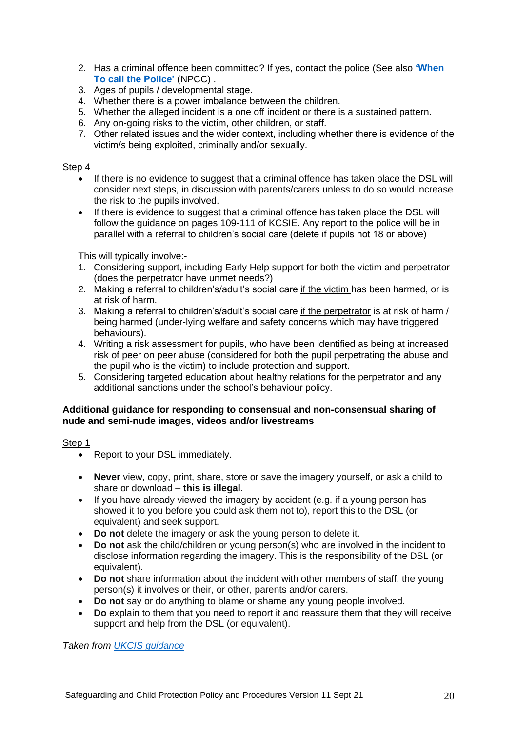2. Has a criminal offence been committed? If yes, contact the police (See also **'When To call the Police'** (NPCC) .
3. Ages of pupils / developmental stage.
4. Whether there is a power imbalance between the children.
5. Whether the alleged incident is a one off incident or there is a sustained pattern.
6. Any on-going risks to the victim, other children, or staff.
7. Other related issues and the wider context, including whether there is evidence of the victim/s being exploited, criminally and/or sexually.

Step 4

- If there is no evidence to suggest that a criminal offence has taken place the DSL will consider next steps, in discussion with parents/carers unless to do so would increase the risk to the pupils involved.
- If there is evidence to suggest that a criminal offence has taken place the DSL will follow the guidance on pages 109-111 of KCSIE. Any report to the police will be in parallel with a referral to children's social care (delete if pupils not 18 or above)

This will typically involve:-

1. Considering support, including Early Help support for both the victim and perpetrator (does the perpetrator have unmet needs?)
2. Making a referral to children's/adult's social care if the victim has been harmed, or is at risk of harm.
3. Making a referral to children's/adult's social care if the perpetrator is at risk of harm / being harmed (under-lying welfare and safety concerns which may have triggered behaviours).
4. Writing a risk assessment for pupils, who have been identified as being at increased risk of peer on peer abuse (considered for both the pupil perpetrating the abuse and the pupil who is the victim) to include protection and support.
5. Considering targeted education about healthy relations for the perpetrator and any additional sanctions under the school's behaviour policy.

**Additional guidance for responding to consensual and non-consensual sharing of nude and semi-nude images, videos and/or livestreams**

Step 1

- Report to your DSL immediately.
- **Never** view, copy, print, share, store or save the imagery yourself, or ask a child to share or download – **this is illegal**.
- If you have already viewed the imagery by accident (e.g. if a young person has showed it to you before you could ask them not to), report this to the DSL (or equivalent) and seek support.
- **Do not** delete the imagery or ask the young person to delete it.
- **Do not** ask the child/children or young person(s) who are involved in the incident to disclose information regarding the imagery. This is the responsibility of the DSL (or equivalent).
- **Do not** share information about the incident with other members of staff, the young person(s) it involves or their, or other, parents and/or carers.
- **Do not** say or do anything to blame or shame any young people involved.
- **Do** explain to them that you need to report it and reassure them that they will receive support and help from the DSL (or equivalent).

*Taken from UKCIS guidance*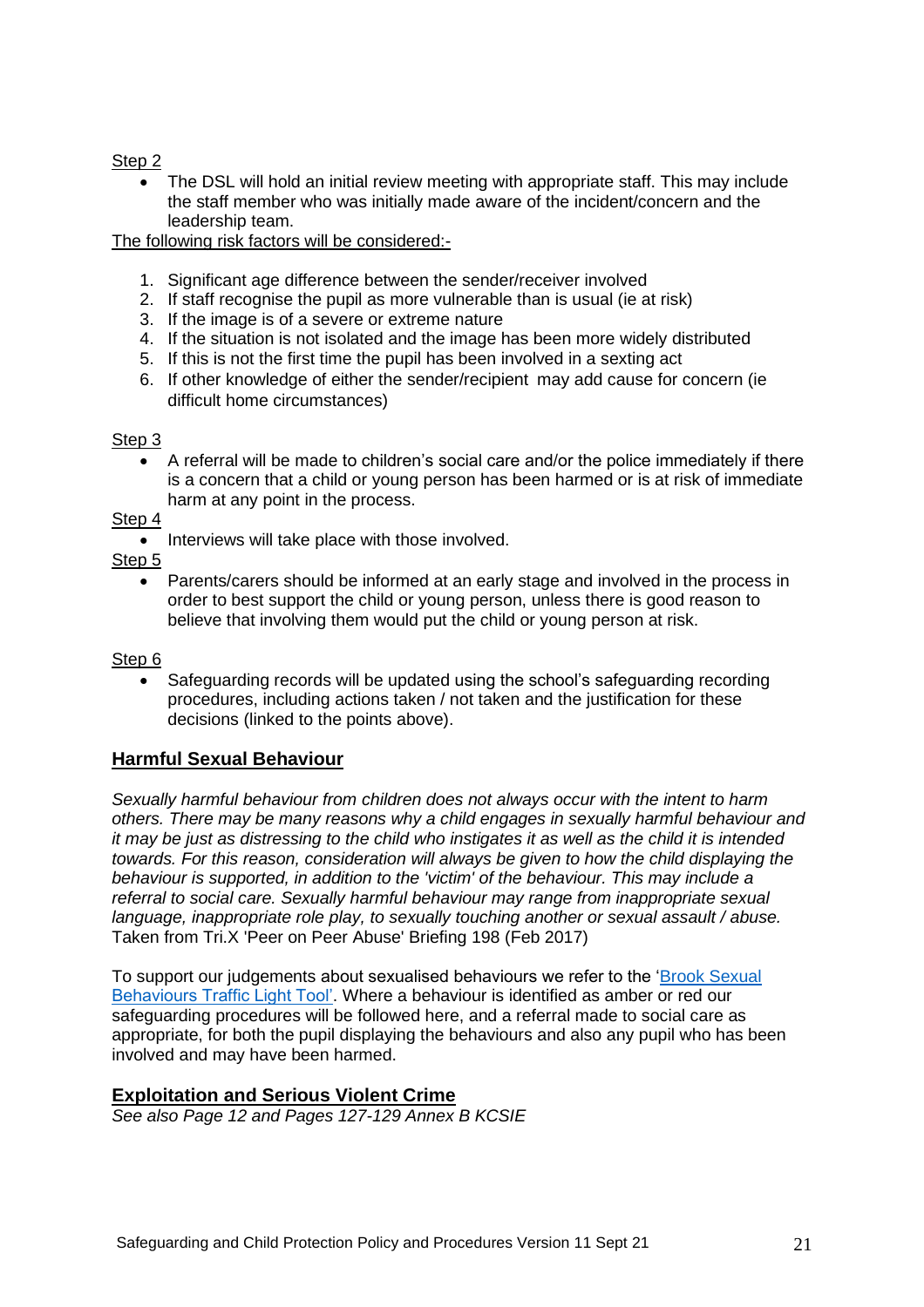Step 2

- The DSL will hold an initial review meeting with appropriate staff. This may include the staff member who was initially made aware of the incident/concern and the leadership team.

The following risk factors will be considered:-

1. Significant age difference between the sender/receiver involved
2. If staff recognise the pupil as more vulnerable than is usual (ie at risk)
3. If the image is of a severe or extreme nature
4. If the situation is not isolated and the image has been more widely distributed
5. If this is not the first time the pupil has been involved in a sexting act
6. If other knowledge of either the sender/recipient may add cause for concern (ie difficult home circumstances)

Step 3

- A referral will be made to children's social care and/or the police immediately if there is a concern that a child or young person has been harmed or is at risk of immediate harm at any point in the process.

Step 4

- Interviews will take place with those involved.

Step 5

- Parents/carers should be informed at an early stage and involved in the process in order to best support the child or young person, unless there is good reason to believe that involving them would put the child or young person at risk.

Step 6

- Safeguarding records will be updated using the school's safeguarding recording procedures, including actions taken / not taken and the justification for these decisions (linked to the points above).

## Harmful Sexual Behaviour

*Sexually harmful behaviour from children does not always occur with the intent to harm others. There may be many reasons why a child engages in sexually harmful behaviour and it may be just as distressing to the child who instigates it as well as the child it is intended towards. For this reason, consideration will always be given to how the child displaying the behaviour is supported, in addition to the 'victim' of the behaviour. This may include a referral to social care. Sexually harmful behaviour may range from inappropriate sexual language, inappropriate role play, to sexually touching another or sexual assault / abuse.* Taken from Tri.X 'Peer on Peer Abuse' Briefing 198 (Feb 2017)

To support our judgements about sexualised behaviours we refer to the 'Brook Sexual Behaviours Traffic Light Tool'. Where a behaviour is identified as amber or red our safeguarding procedures will be followed here, and a referral made to social care as appropriate, for both the pupil displaying the behaviours and also any pupil who has been involved and may have been harmed.

## Exploitation and Serious Violent Crime

*See also Page 12 and Pages 127-129 Annex B KCSIE*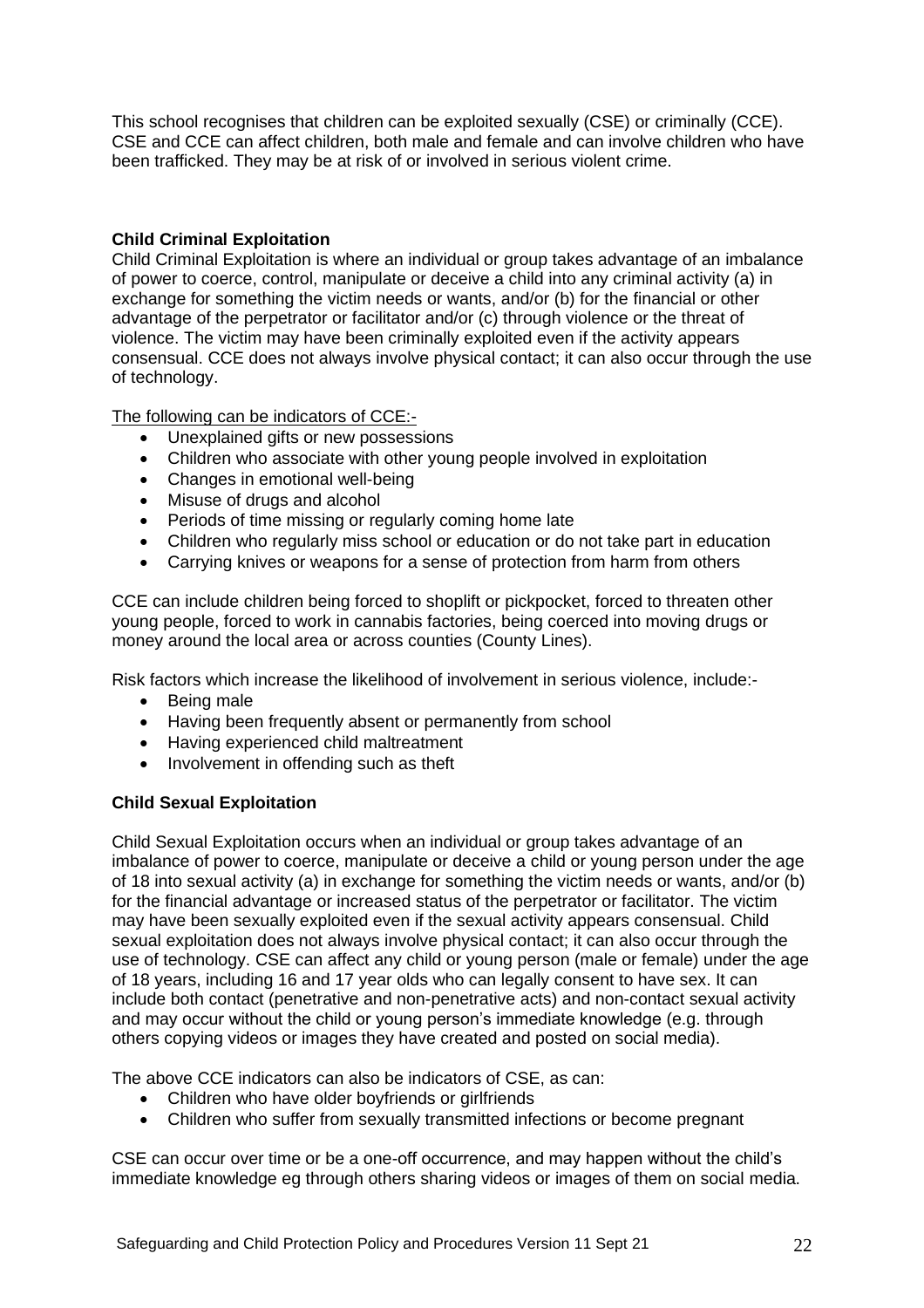This school recognises that children can be exploited sexually (CSE) or criminally (CCE). CSE and CCE can affect children, both male and female and can involve children who have been trafficked. They may be at risk of or involved in serious violent crime.

**Child Criminal Exploitation**

Child Criminal Exploitation is where an individual or group takes advantage of an imbalance of power to coerce, control, manipulate or deceive a child into any criminal activity (a) in exchange for something the victim needs or wants, and/or (b) for the financial or other advantage of the perpetrator or facilitator and/or (c) through violence or the threat of violence. The victim may have been criminally exploited even if the activity appears consensual. CCE does not always involve physical contact; it can also occur through the use of technology.

<u>The following can be indicators of CCE:-</u>

- Unexplained gifts or new possessions
- Children who associate with other young people involved in exploitation
- Changes in emotional well-being
- Misuse of drugs and alcohol
- Periods of time missing or regularly coming home late
- Children who regularly miss school or education or do not take part in education
- Carrying knives or weapons for a sense of protection from harm from others

CCE can include children being forced to shoplift or pickpocket, forced to threaten other young people, forced to work in cannabis factories, being coerced into moving drugs or money around the local area or across counties (County Lines).

Risk factors which increase the likelihood of involvement in serious violence, include:-

- Being male
- Having been frequently absent or permanently from school
- Having experienced child maltreatment
- Involvement in offending such as theft

**Child Sexual Exploitation**

Child Sexual Exploitation occurs when an individual or group takes advantage of an imbalance of power to coerce, manipulate or deceive a child or young person under the age of 18 into sexual activity (a) in exchange for something the victim needs or wants, and/or (b) for the financial advantage or increased status of the perpetrator or facilitator. The victim may have been sexually exploited even if the sexual activity appears consensual. Child sexual exploitation does not always involve physical contact; it can also occur through the use of technology. CSE can affect any child or young person (male or female) under the age of 18 years, including 16 and 17 year olds who can legally consent to have sex. It can include both contact (penetrative and non-penetrative acts) and non-contact sexual activity and may occur without the child or young person's immediate knowledge (e.g. through others copying videos or images they have created and posted on social media).

The above CCE indicators can also be indicators of CSE, as can:

- Children who have older boyfriends or girlfriends
- Children who suffer from sexually transmitted infections or become pregnant

CSE can occur over time or be a one-off occurrence, and may happen without the child's immediate knowledge eg through others sharing videos or images of them on social media.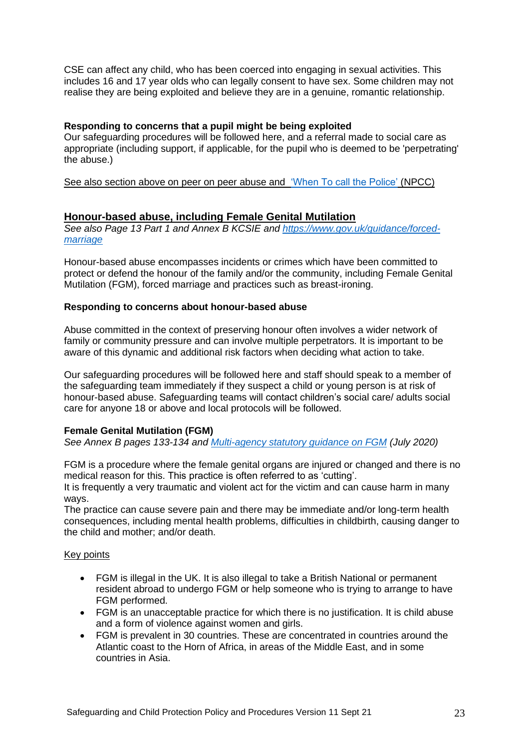CSE can affect any child, who has been coerced into engaging in sexual activities. This includes 16 and 17 year olds who can legally consent to have sex. Some children may not realise they are being exploited and believe they are in a genuine, romantic relationship.

**Responding to concerns that a pupil might be being exploited**
Our safeguarding procedures will be followed here, and a referral made to social care as appropriate (including support, if applicable, for the pupil who is deemed to be 'perpetrating' the abuse.)

See also section above on peer on peer abuse and 'When To call the Police' (NPCC)

## Honour-based abuse, including Female Genital Mutilation

*See also Page 13 Part 1 and Annex B KCSIE and https://www.gov.uk/guidance/forced-marriage*

Honour-based abuse encompasses incidents or crimes which have been committed to protect or defend the honour of the family and/or the community, including Female Genital Mutilation (FGM), forced marriage and practices such as breast-ironing.

**Responding to concerns about honour-based abuse**

Abuse committed in the context of preserving honour often involves a wider network of family or community pressure and can involve multiple perpetrators. It is important to be aware of this dynamic and additional risk factors when deciding what action to take.

Our safeguarding procedures will be followed here and staff should speak to a member of the safeguarding team immediately if they suspect a child or young person is at risk of honour-based abuse. Safeguarding teams will contact children's social care/ adults social care for anyone 18 or above and local protocols will be followed.

**Female Genital Mutilation (FGM)**
*See Annex B pages 133-134 and Multi-agency statutory guidance on FGM (July 2020)*

FGM is a procedure where the female genital organs are injured or changed and there is no medical reason for this. This practice is often referred to as 'cutting'.
It is frequently a very traumatic and violent act for the victim and can cause harm in many ways.
The practice can cause severe pain and there may be immediate and/or long-term health consequences, including mental health problems, difficulties in childbirth, causing danger to the child and mother; and/or death.

Key points

- FGM is illegal in the UK. It is also illegal to take a British National or permanent resident abroad to undergo FGM or help someone who is trying to arrange to have FGM performed.
- FGM is an unacceptable practice for which there is no justification. It is child abuse and a form of violence against women and girls.
- FGM is prevalent in 30 countries. These are concentrated in countries around the Atlantic coast to the Horn of Africa, in areas of the Middle East, and in some countries in Asia.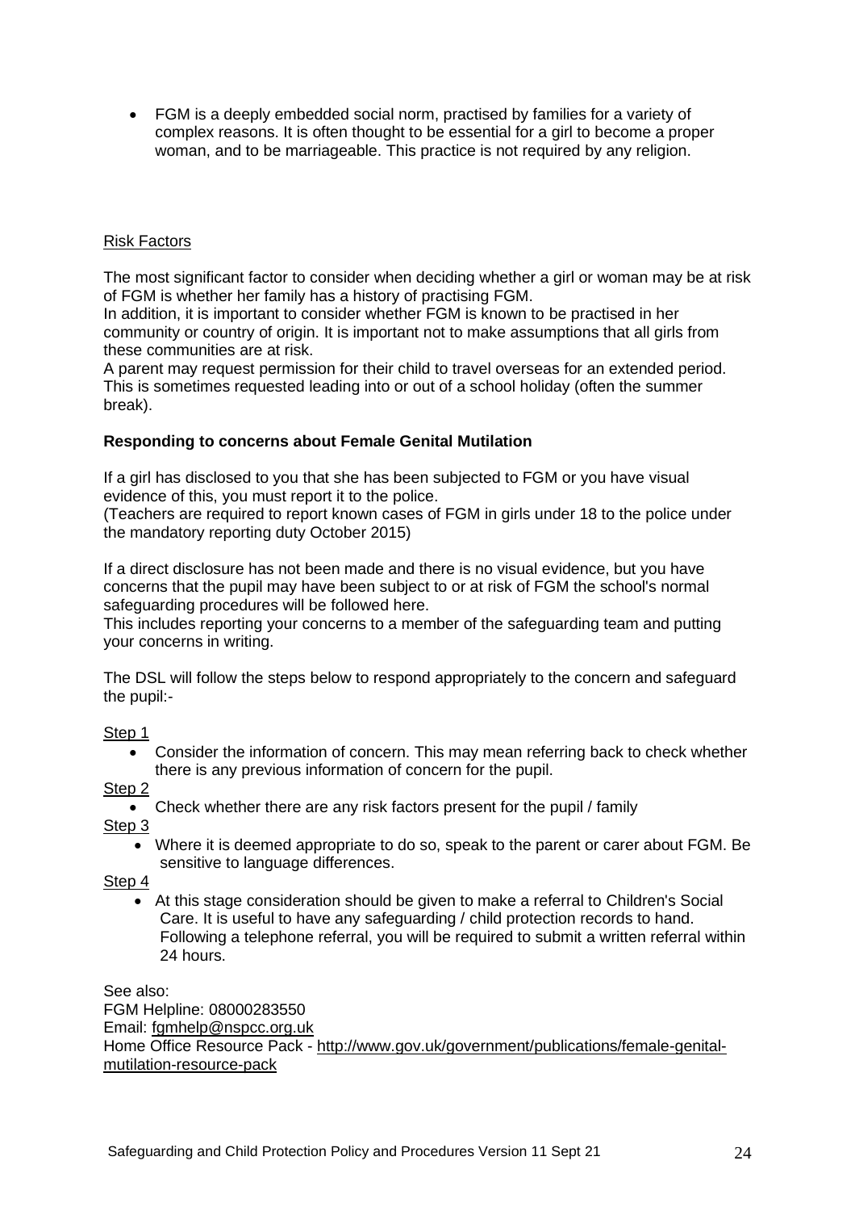- FGM is a deeply embedded social norm, practised by families for a variety of complex reasons. It is often thought to be essential for a girl to become a proper woman, and to be marriageable. This practice is not required by any religion.

Risk Factors

The most significant factor to consider when deciding whether a girl or woman may be at risk of FGM is whether her family has a history of practising FGM.
In addition, it is important to consider whether FGM is known to be practised in her community or country of origin. It is important not to make assumptions that all girls from these communities are at risk.
A parent may request permission for their child to travel overseas for an extended period. This is sometimes requested leading into or out of a school holiday (often the summer break).

**Responding to concerns about Female Genital Mutilation**

If a girl has disclosed to you that she has been subjected to FGM or you have visual evidence of this, you must report it to the police.
(Teachers are required to report known cases of FGM in girls under 18 to the police under the mandatory reporting duty October 2015)

If a direct disclosure has not been made and there is no visual evidence, but you have concerns that the pupil may have been subject to or at risk of FGM the school's normal safeguarding procedures will be followed here.
This includes reporting your concerns to a member of the safeguarding team and putting your concerns in writing.

The DSL will follow the steps below to respond appropriately to the concern and safeguard the pupil:-

Step 1

- Consider the information of concern. This may mean referring back to check whether there is any previous information of concern for the pupil.

Step 2

- Check whether there are any risk factors present for the pupil / family

Step 3

- Where it is deemed appropriate to do so, speak to the parent or carer about FGM. Be sensitive to language differences.

Step 4

- At this stage consideration should be given to make a referral to Children's Social Care. It is useful to have any safeguarding / child protection records to hand. Following a telephone referral, you will be required to submit a written referral within 24 hours.

See also:
FGM Helpline: 08000283550
Email: fgmhelp@nspcc.org.uk
Home Office Resource Pack - http://www.gov.uk/government/publications/female-genital-mutilation-resource-pack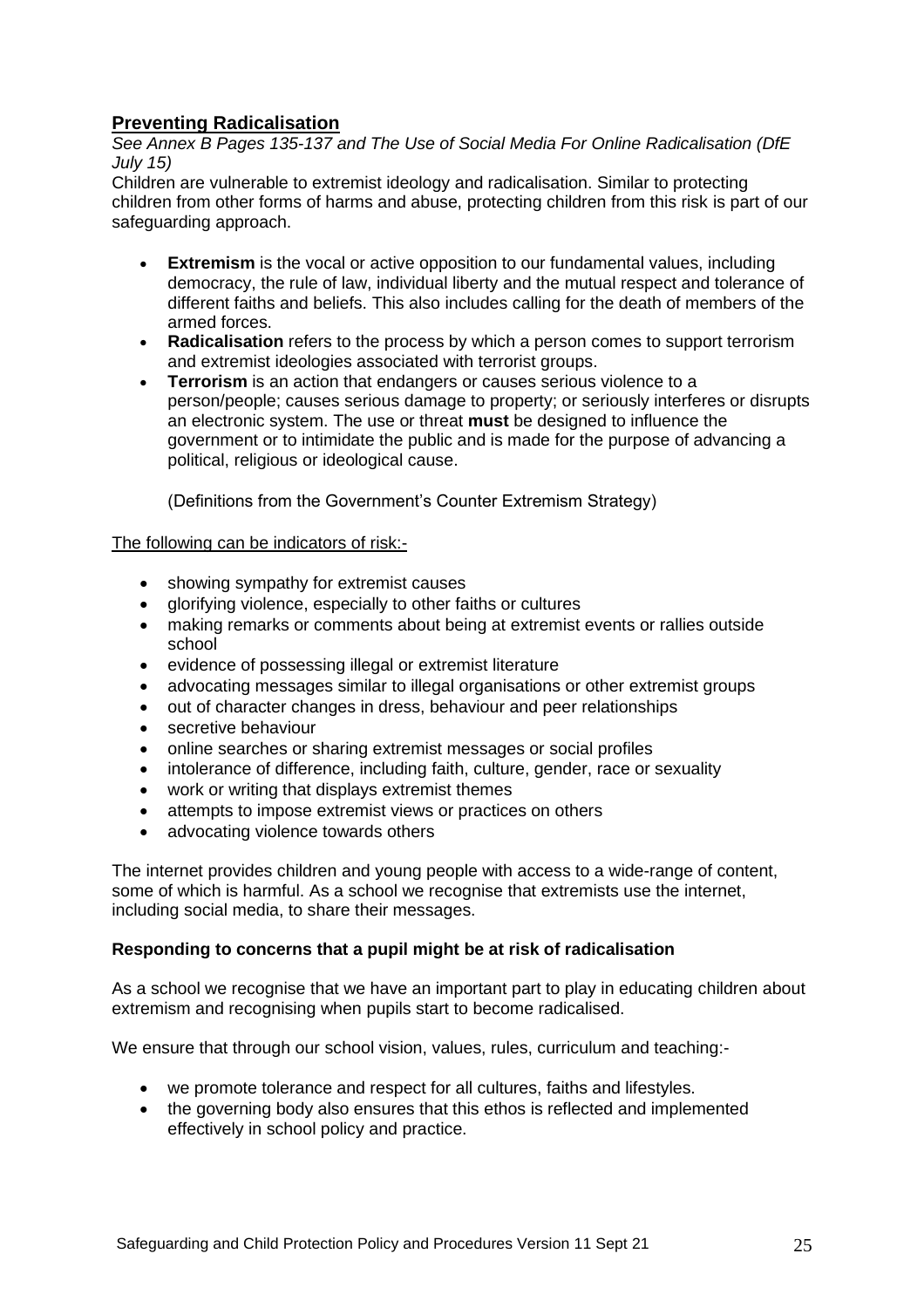## Preventing Radicalisation

*See Annex B Pages 135-137 and The Use of Social Media For Online Radicalisation (DfE July 15)*

Children are vulnerable to extremist ideology and radicalisation. Similar to protecting children from other forms of harms and abuse, protecting children from this risk is part of our safeguarding approach.

- **Extremism** is the vocal or active opposition to our fundamental values, including democracy, the rule of law, individual liberty and the mutual respect and tolerance of different faiths and beliefs. This also includes calling for the death of members of the armed forces.
- **Radicalisation** refers to the process by which a person comes to support terrorism and extremist ideologies associated with terrorist groups.
- **Terrorism** is an action that endangers or causes serious violence to a person/people; causes serious damage to property; or seriously interferes or disrupts an electronic system. The use or threat **must** be designed to influence the government or to intimidate the public and is made for the purpose of advancing a political, religious or ideological cause.

  (Definitions from the Government's Counter Extremism Strategy)

<u>The following can be indicators of risk:-</u>

- showing sympathy for extremist causes
- glorifying violence, especially to other faiths or cultures
- making remarks or comments about being at extremist events or rallies outside school
- evidence of possessing illegal or extremist literature
- advocating messages similar to illegal organisations or other extremist groups
- out of character changes in dress, behaviour and peer relationships
- secretive behaviour
- online searches or sharing extremist messages or social profiles
- intolerance of difference, including faith, culture, gender, race or sexuality
- work or writing that displays extremist themes
- attempts to impose extremist views or practices on others
- advocating violence towards others

The internet provides children and young people with access to a wide-range of content, some of which is harmful. As a school we recognise that extremists use the internet, including social media, to share their messages.

**Responding to concerns that a pupil might be at risk of radicalisation**

As a school we recognise that we have an important part to play in educating children about extremism and recognising when pupils start to become radicalised.

We ensure that through our school vision, values, rules, curriculum and teaching:-

- we promote tolerance and respect for all cultures, faiths and lifestyles.
- the governing body also ensures that this ethos is reflected and implemented effectively in school policy and practice.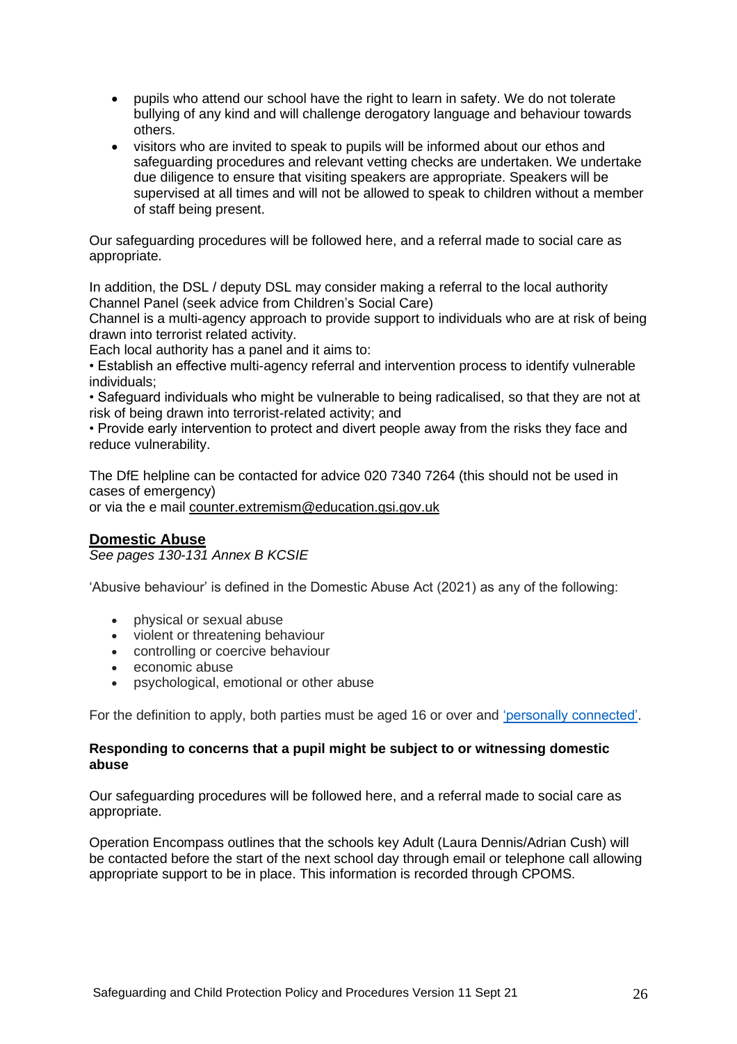- pupils who attend our school have the right to learn in safety. We do not tolerate bullying of any kind and will challenge derogatory language and behaviour towards others.
- visitors who are invited to speak to pupils will be informed about our ethos and safeguarding procedures and relevant vetting checks are undertaken. We undertake due diligence to ensure that visiting speakers are appropriate. Speakers will be supervised at all times and will not be allowed to speak to children without a member of staff being present.

Our safeguarding procedures will be followed here, and a referral made to social care as appropriate.

In addition, the DSL / deputy DSL may consider making a referral to the local authority Channel Panel (seek advice from Children's Social Care)
Channel is a multi-agency approach to provide support to individuals who are at risk of being drawn into terrorist related activity.
Each local authority has a panel and it aims to:
• Establish an effective multi-agency referral and intervention process to identify vulnerable individuals;
• Safeguard individuals who might be vulnerable to being radicalised, so that they are not at risk of being drawn into terrorist-related activity; and
• Provide early intervention to protect and divert people away from the risks they face and reduce vulnerability.

The DfE helpline can be contacted for advice 020 7340 7264 (this should not be used in cases of emergency)
or via the e mail counter.extremism@education.gsi.gov.uk

## Domestic Abuse

*See pages 130-131 Annex B KCSIE*

'Abusive behaviour' is defined in the Domestic Abuse Act (2021) as any of the following:

- physical or sexual abuse
- violent or threatening behaviour
- controlling or coercive behaviour
- economic abuse
- psychological, emotional or other abuse

For the definition to apply, both parties must be aged 16 or over and 'personally connected'.

**Responding to concerns that a pupil might be subject to or witnessing domestic abuse**

Our safeguarding procedures will be followed here, and a referral made to social care as appropriate.

Operation Encompass outlines that the schools key Adult (Laura Dennis/Adrian Cush) will be contacted before the start of the next school day through email or telephone call allowing appropriate support to be in place. This information is recorded through CPOMS.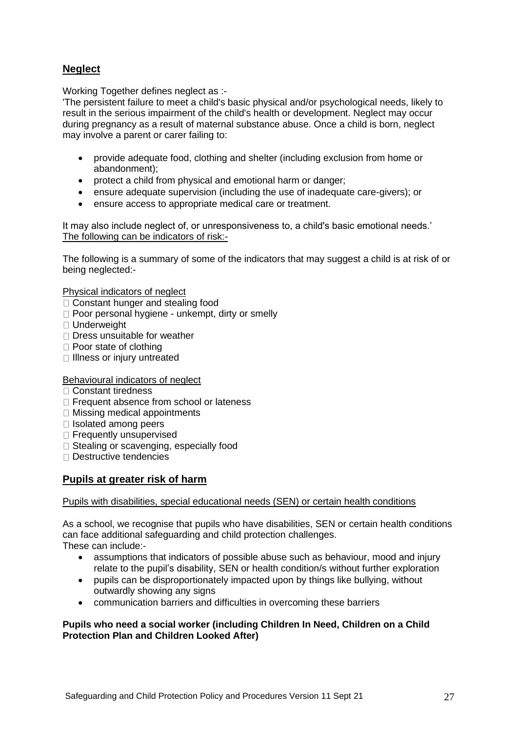## Neglect

Working Together defines neglect as :-

'The persistent failure to meet a child's basic physical and/or psychological needs, likely to result in the serious impairment of the child's health or development. Neglect may occur during pregnancy as a result of maternal substance abuse. Once a child is born, neglect may involve a parent or carer failing to:

- provide adequate food, clothing and shelter (including exclusion from home or abandonment);
- protect a child from physical and emotional harm or danger;
- ensure adequate supervision (including the use of inadequate care-givers); or
- ensure access to appropriate medical care or treatment.

It may also include neglect of, or unresponsiveness to, a child's basic emotional needs.'

The following can be indicators of risk:-

The following is a summary of some of the indicators that may suggest a child is at risk of or being neglected:-

Physical indicators of neglect

- Constant hunger and stealing food
- Poor personal hygiene - unkempt, dirty or smelly
- Underweight
- Dress unsuitable for weather
- Poor state of clothing
- Illness or injury untreated

Behavioural indicators of neglect

- Constant tiredness
- Frequent absence from school or lateness
- Missing medical appointments
- Isolated among peers
- Frequently unsupervised
- Stealing or scavenging, especially food
- Destructive tendencies

## Pupils at greater risk of harm

Pupils with disabilities, special educational needs (SEN) or certain health conditions

As a school, we recognise that pupils who have disabilities, SEN or certain health conditions can face additional safeguarding and child protection challenges.
These can include:-

- assumptions that indicators of possible abuse such as behaviour, mood and injury relate to the pupil's disability, SEN or health condition/s without further exploration
- pupils can be disproportionately impacted upon by things like bullying, without outwardly showing any signs
- communication barriers and difficulties in overcoming these barriers

**Pupils who need a social worker (including Children In Need, Children on a Child Protection Plan and Children Looked After)**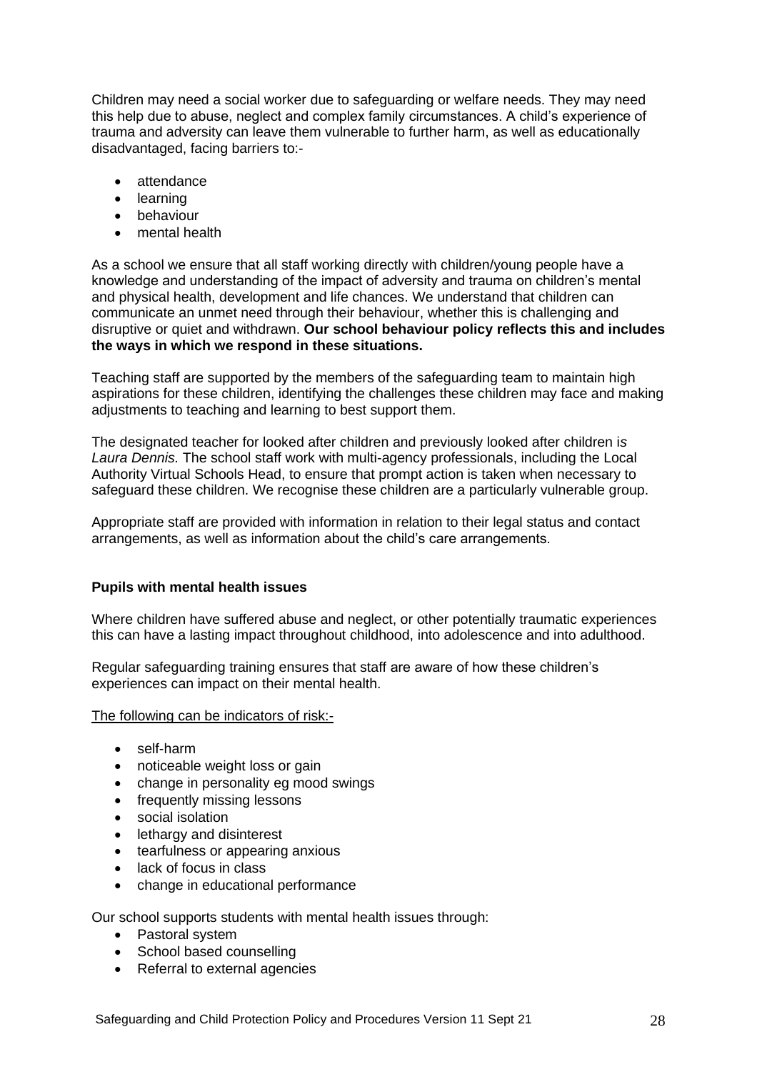Children may need a social worker due to safeguarding or welfare needs. They may need this help due to abuse, neglect and complex family circumstances. A child's experience of trauma and adversity can leave them vulnerable to further harm, as well as educationally disadvantaged, facing barriers to:-

- attendance
- learning
- behaviour
- mental health

As a school we ensure that all staff working directly with children/young people have a knowledge and understanding of the impact of adversity and trauma on children's mental and physical health, development and life chances. We understand that children can communicate an unmet need through their behaviour, whether this is challenging and disruptive or quiet and withdrawn. **Our school behaviour policy reflects this and includes the ways in which we respond in these situations.**

Teaching staff are supported by the members of the safeguarding team to maintain high aspirations for these children, identifying the challenges these children may face and making adjustments to teaching and learning to best support them.

The designated teacher for looked after children and previously looked after children i*s Laura Dennis.* The school staff work with multi-agency professionals, including the Local Authority Virtual Schools Head, to ensure that prompt action is taken when necessary to safeguard these children. We recognise these children are a particularly vulnerable group.

Appropriate staff are provided with information in relation to their legal status and contact arrangements, as well as information about the child's care arrangements.

**Pupils with mental health issues**

Where children have suffered abuse and neglect, or other potentially traumatic experiences this can have a lasting impact throughout childhood, into adolescence and into adulthood.

Regular safeguarding training ensures that staff are aware of how these children's experiences can impact on their mental health.

<u>The following can be indicators of risk:-</u>

- self-harm
- noticeable weight loss or gain
- change in personality eg mood swings
- frequently missing lessons
- social isolation
- lethargy and disinterest
- tearfulness or appearing anxious
- lack of focus in class
- change in educational performance

Our school supports students with mental health issues through:

- Pastoral system
- School based counselling
- Referral to external agencies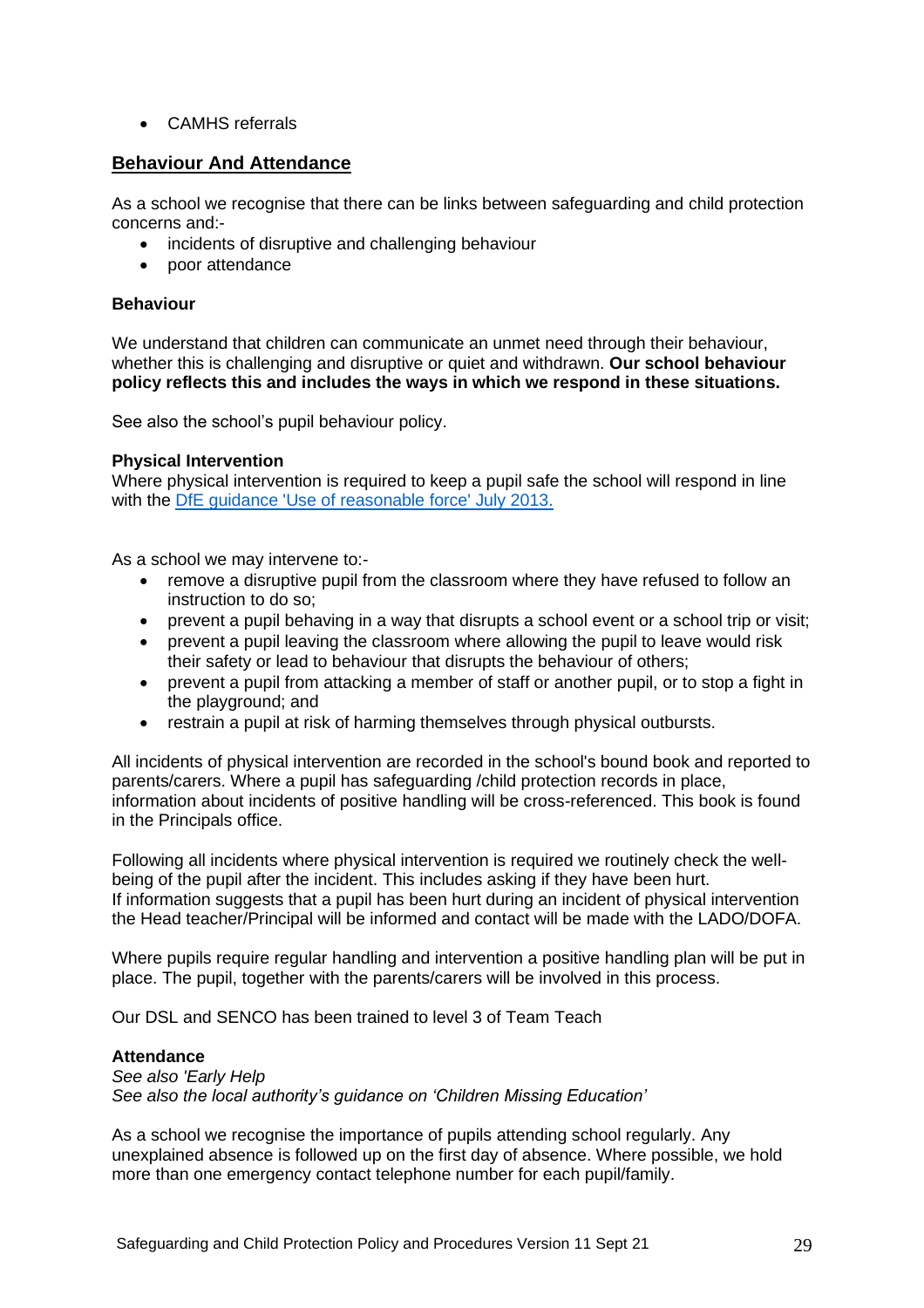- CAMHS referrals

## Behaviour And Attendance

As a school we recognise that there can be links between safeguarding and child protection concerns and:-

- incidents of disruptive and challenging behaviour
- poor attendance

### Behaviour

We understand that children can communicate an unmet need through their behaviour, whether this is challenging and disruptive or quiet and withdrawn. **Our school behaviour policy reflects this and includes the ways in which we respond in these situations.**

See also the school's pupil behaviour policy.

### Physical Intervention

Where physical intervention is required to keep a pupil safe the school will respond in line with the DfE guidance 'Use of reasonable force' July 2013.

As a school we may intervene to:-

- remove a disruptive pupil from the classroom where they have refused to follow an instruction to do so;
- prevent a pupil behaving in a way that disrupts a school event or a school trip or visit;
- prevent a pupil leaving the classroom where allowing the pupil to leave would risk their safety or lead to behaviour that disrupts the behaviour of others;
- prevent a pupil from attacking a member of staff or another pupil, or to stop a fight in the playground; and
- restrain a pupil at risk of harming themselves through physical outbursts.

All incidents of physical intervention are recorded in the school's bound book and reported to parents/carers. Where a pupil has safeguarding /child protection records in place, information about incidents of positive handling will be cross-referenced. This book is found in the Principals office.

Following all incidents where physical intervention is required we routinely check the well-being of the pupil after the incident. This includes asking if they have been hurt.
If information suggests that a pupil has been hurt during an incident of physical intervention the Head teacher/Principal will be informed and contact will be made with the LADO/DOFA.

Where pupils require regular handling and intervention a positive handling plan will be put in place. The pupil, together with the parents/carers will be involved in this process.

Our DSL and SENCO has been trained to level 3 of Team Teach

### Attendance

*See also 'Early Help*
*See also the local authority's guidance on 'Children Missing Education'*

As a school we recognise the importance of pupils attending school regularly. Any unexplained absence is followed up on the first day of absence. Where possible, we hold more than one emergency contact telephone number for each pupil/family.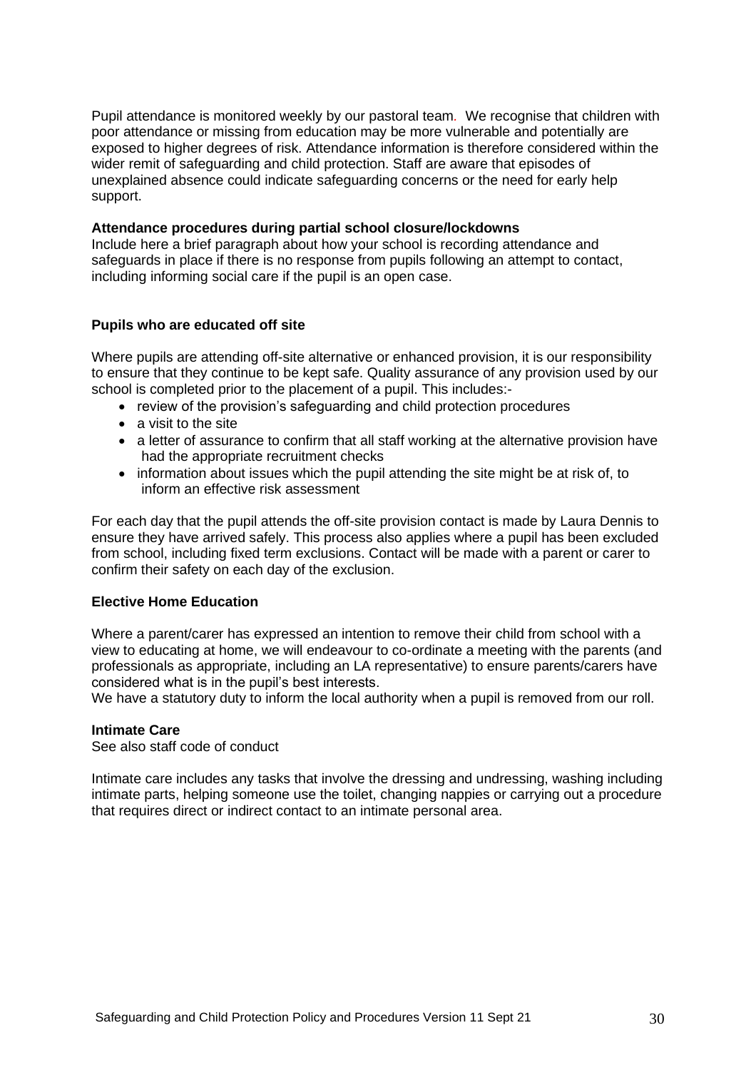Pupil attendance is monitored weekly by our pastoral team. We recognise that children with poor attendance or missing from education may be more vulnerable and potentially are exposed to higher degrees of risk. Attendance information is therefore considered within the wider remit of safeguarding and child protection. Staff are aware that episodes of unexplained absence could indicate safeguarding concerns or the need for early help support.

**Attendance procedures during partial school closure/lockdowns**

Include here a brief paragraph about how your school is recording attendance and safeguards in place if there is no response from pupils following an attempt to contact, including informing social care if the pupil is an open case.

**Pupils who are educated off site**

Where pupils are attending off-site alternative or enhanced provision, it is our responsibility to ensure that they continue to be kept safe. Quality assurance of any provision used by our school is completed prior to the placement of a pupil. This includes:-

- review of the provision's safeguarding and child protection procedures
- a visit to the site
- a letter of assurance to confirm that all staff working at the alternative provision have had the appropriate recruitment checks
- information about issues which the pupil attending the site might be at risk of, to inform an effective risk assessment

For each day that the pupil attends the off-site provision contact is made by Laura Dennis to ensure they have arrived safely. This process also applies where a pupil has been excluded from school, including fixed term exclusions. Contact will be made with a parent or carer to confirm their safety on each day of the exclusion.

**Elective Home Education**

Where a parent/carer has expressed an intention to remove their child from school with a view to educating at home, we will endeavour to co-ordinate a meeting with the parents (and professionals as appropriate, including an LA representative) to ensure parents/carers have considered what is in the pupil's best interests.

We have a statutory duty to inform the local authority when a pupil is removed from our roll.

**Intimate Care**

See also staff code of conduct

Intimate care includes any tasks that involve the dressing and undressing, washing including intimate parts, helping someone use the toilet, changing nappies or carrying out a procedure that requires direct or indirect contact to an intimate personal area.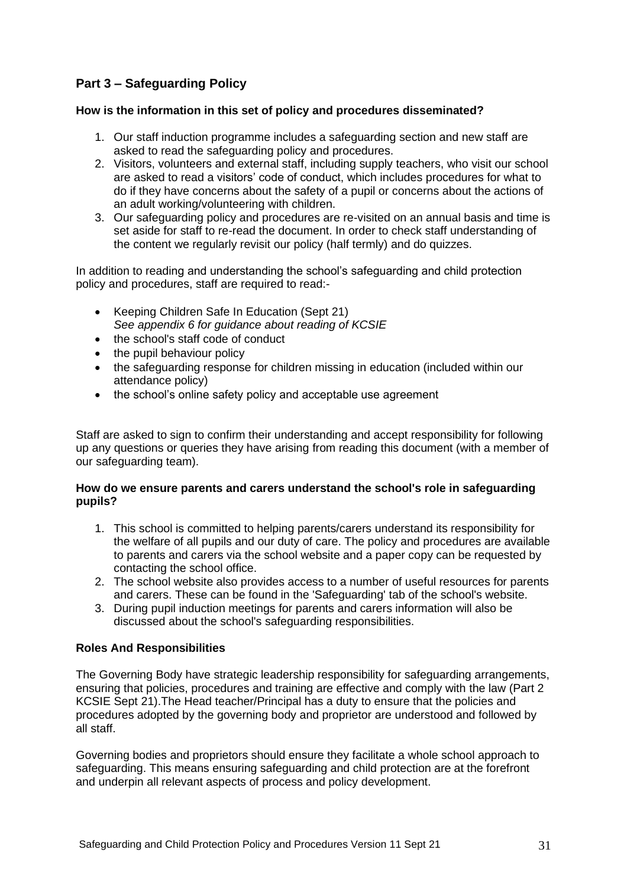## Part 3 – Safeguarding Policy

**How is the information in this set of policy and procedures disseminated?**

1. Our staff induction programme includes a safeguarding section and new staff are asked to read the safeguarding policy and procedures.
2. Visitors, volunteers and external staff, including supply teachers, who visit our school are asked to read a visitors' code of conduct, which includes procedures for what to do if they have concerns about the safety of a pupil or concerns about the actions of an adult working/volunteering with children.
3. Our safeguarding policy and procedures are re-visited on an annual basis and time is set aside for staff to re-read the document. In order to check staff understanding of the content we regularly revisit our policy (half termly) and do quizzes.

In addition to reading and understanding the school's safeguarding and child protection policy and procedures, staff are required to read:-

- Keeping Children Safe In Education (Sept 21)
  *See appendix 6 for guidance about reading of KCSIE*
- the school's staff code of conduct
- the pupil behaviour policy
- the safeguarding response for children missing in education (included within our attendance policy)
- the school's online safety policy and acceptable use agreement

Staff are asked to sign to confirm their understanding and accept responsibility for following up any questions or queries they have arising from reading this document (with a member of our safeguarding team).

**How do we ensure parents and carers understand the school's role in safeguarding pupils?**

1. This school is committed to helping parents/carers understand its responsibility for the welfare of all pupils and our duty of care. The policy and procedures are available to parents and carers via the school website and a paper copy can be requested by contacting the school office.
2. The school website also provides access to a number of useful resources for parents and carers. These can be found in the 'Safeguarding' tab of the school's website.
3. During pupil induction meetings for parents and carers information will also be discussed about the school's safeguarding responsibilities.

**Roles And Responsibilities**

The Governing Body have strategic leadership responsibility for safeguarding arrangements, ensuring that policies, procedures and training are effective and comply with the law (Part 2 KCSIE Sept 21).The Head teacher/Principal has a duty to ensure that the policies and procedures adopted by the governing body and proprietor are understood and followed by all staff.

Governing bodies and proprietors should ensure they facilitate a whole school approach to safeguarding. This means ensuring safeguarding and child protection are at the forefront and underpin all relevant aspects of process and policy development.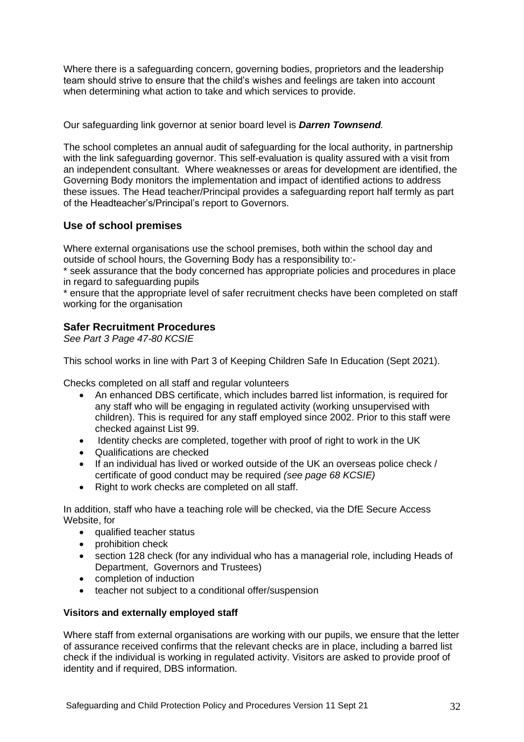Where there is a safeguarding concern, governing bodies, proprietors and the leadership team should strive to ensure that the child's wishes and feelings are taken into account when determining what action to take and which services to provide.

Our safeguarding link governor at senior board level is ***Darren Townsend***.

The school completes an annual audit of safeguarding for the local authority, in partnership with the link safeguarding governor. This self-evaluation is quality assured with a visit from an independent consultant. Where weaknesses or areas for development are identified, the Governing Body monitors the implementation and impact of identified actions to address these issues. The Head teacher/Principal provides a safeguarding report half termly as part of the Headteacher's/Principal's report to Governors.

## Use of school premises

Where external organisations use the school premises, both within the school day and outside of school hours, the Governing Body has a responsibility to:-
* seek assurance that the body concerned has appropriate policies and procedures in place in regard to safeguarding pupils
* ensure that the appropriate level of safer recruitment checks have been completed on staff working for the organisation

## Safer Recruitment Procedures

*See Part 3 Page 47-80 KCSIE*

This school works in line with Part 3 of Keeping Children Safe In Education (Sept 2021).

Checks completed on all staff and regular volunteers

- An enhanced DBS certificate, which includes barred list information, is required for any staff who will be engaging in regulated activity (working unsupervised with children). This is required for any staff employed since 2002. Prior to this staff were checked against List 99.
- Identity checks are completed, together with proof of right to work in the UK
- Qualifications are checked
- If an individual has lived or worked outside of the UK an overseas police check / certificate of good conduct may be required *(see page 68 KCSIE)*
- Right to work checks are completed on all staff.

In addition, staff who have a teaching role will be checked, via the DfE Secure Access Website, for

- qualified teacher status
- prohibition check
- section 128 check (for any individual who has a managerial role, including Heads of Department, Governors and Trustees)
- completion of induction
- teacher not subject to a conditional offer/suspension

### Visitors and externally employed staff

Where staff from external organisations are working with our pupils, we ensure that the letter of assurance received confirms that the relevant checks are in place, including a barred list check if the individual is working in regulated activity. Visitors are asked to provide proof of identity and if required, DBS information.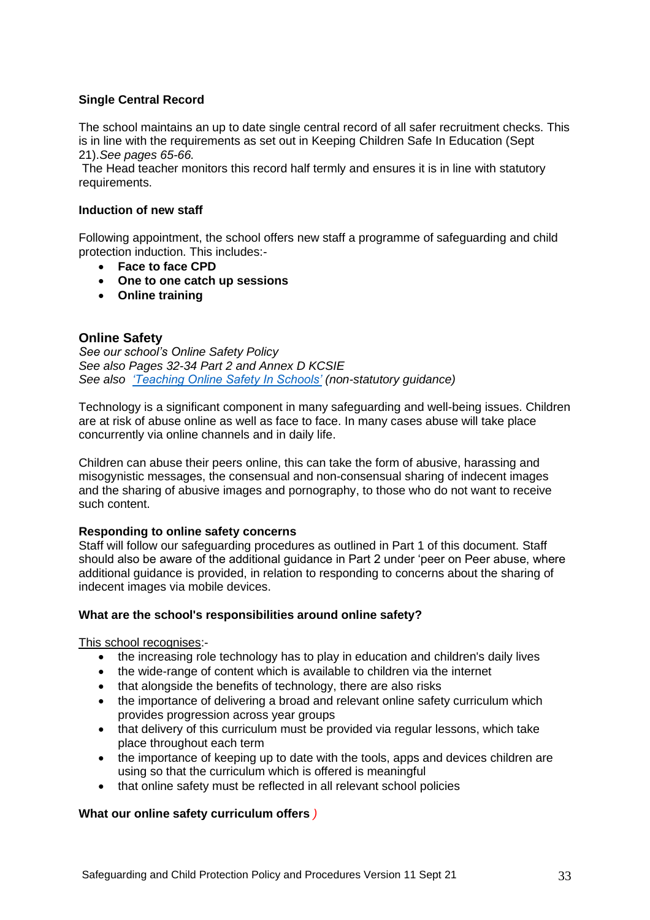**Single Central Record**

The school maintains an up to date single central record of all safer recruitment checks. This is in line with the requirements as set out in Keeping Children Safe In Education (Sept 21).*See pages 65-66.*

The Head teacher monitors this record half termly and ensures it is in line with statutory requirements.

**Induction of new staff**

Following appointment, the school offers new staff a programme of safeguarding and child protection induction. This includes:-

- **Face to face CPD**
- **One to one catch up sessions**
- **Online training**

## Online Safety

*See our school's Online Safety Policy*
*See also Pages 32-34 Part 2 and Annex D KCSIE*
*See also 'Teaching Online Safety In Schools' (non-statutory guidance)*

Technology is a significant component in many safeguarding and well-being issues. Children are at risk of abuse online as well as face to face. In many cases abuse will take place concurrently via online channels and in daily life.

Children can abuse their peers online, this can take the form of abusive, harassing and misogynistic messages, the consensual and non-consensual sharing of indecent images and the sharing of abusive images and pornography, to those who do not want to receive such content.

**Responding to online safety concerns**
Staff will follow our safeguarding procedures as outlined in Part 1 of this document. Staff should also be aware of the additional guidance in Part 2 under 'peer on Peer abuse, where additional guidance is provided, in relation to responding to concerns about the sharing of indecent images via mobile devices.

**What are the school's responsibilities around online safety?**

This school recognises:-

- the increasing role technology has to play in education and children's daily lives
- the wide-range of content which is available to children via the internet
- that alongside the benefits of technology, there are also risks
- the importance of delivering a broad and relevant online safety curriculum which provides progression across year groups
- that delivery of this curriculum must be provided via regular lessons, which take place throughout each term
- the importance of keeping up to date with the tools, apps and devices children are using so that the curriculum which is offered is meaningful
- that online safety must be reflected in all relevant school policies

**What our online safety curriculum offers** )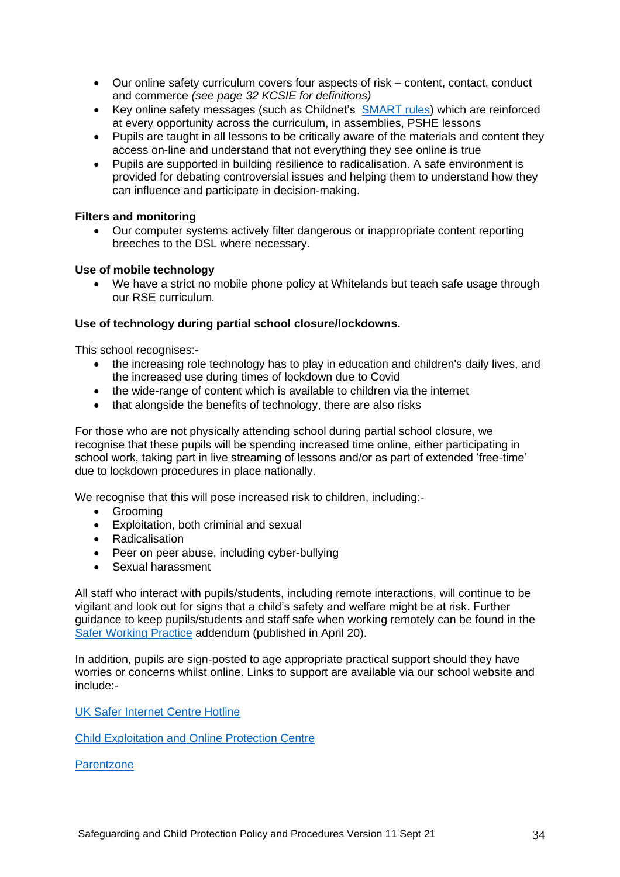- Our online safety curriculum covers four aspects of risk – content, contact, conduct and commerce *(see page 32 KCSIE for definitions)*
- Key online safety messages (such as Childnet's [SMART rules]) which are reinforced at every opportunity across the curriculum, in assemblies, PSHE lessons
- Pupils are taught in all lessons to be critically aware of the materials and content they access on-line and understand that not everything they see online is true
- Pupils are supported in building resilience to radicalisation. A safe environment is provided for debating controversial issues and helping them to understand how they can influence and participate in decision-making.

**Filters and monitoring**

- Our computer systems actively filter dangerous or inappropriate content reporting breeches to the DSL where necessary.

**Use of mobile technology**

- We have a strict no mobile phone policy at Whitelands but teach safe usage through our RSE curriculum.

**Use of technology during partial school closure/lockdowns.**

This school recognises:-

- the increasing role technology has to play in education and children's daily lives, and the increased use during times of lockdown due to Covid
- the wide-range of content which is available to children via the internet
- that alongside the benefits of technology, there are also risks

For those who are not physically attending school during partial school closure, we recognise that these pupils will be spending increased time online, either participating in school work, taking part in live streaming of lessons and/or as part of extended 'free-time' due to lockdown procedures in place nationally.

We recognise that this will pose increased risk to children, including:-

- Grooming
- Exploitation, both criminal and sexual
- Radicalisation
- Peer on peer abuse, including cyber-bullying
- Sexual harassment

All staff who interact with pupils/students, including remote interactions, will continue to be vigilant and look out for signs that a child's safety and welfare might be at risk. Further guidance to keep pupils/students and staff safe when working remotely can be found in the Safer Working Practice addendum (published in April 20).

In addition, pupils are sign-posted to age appropriate practical support should they have worries or concerns whilst online. Links to support are available via our school website and include:-

UK Safer Internet Centre Hotline

Child Exploitation and Online Protection Centre

Parentzone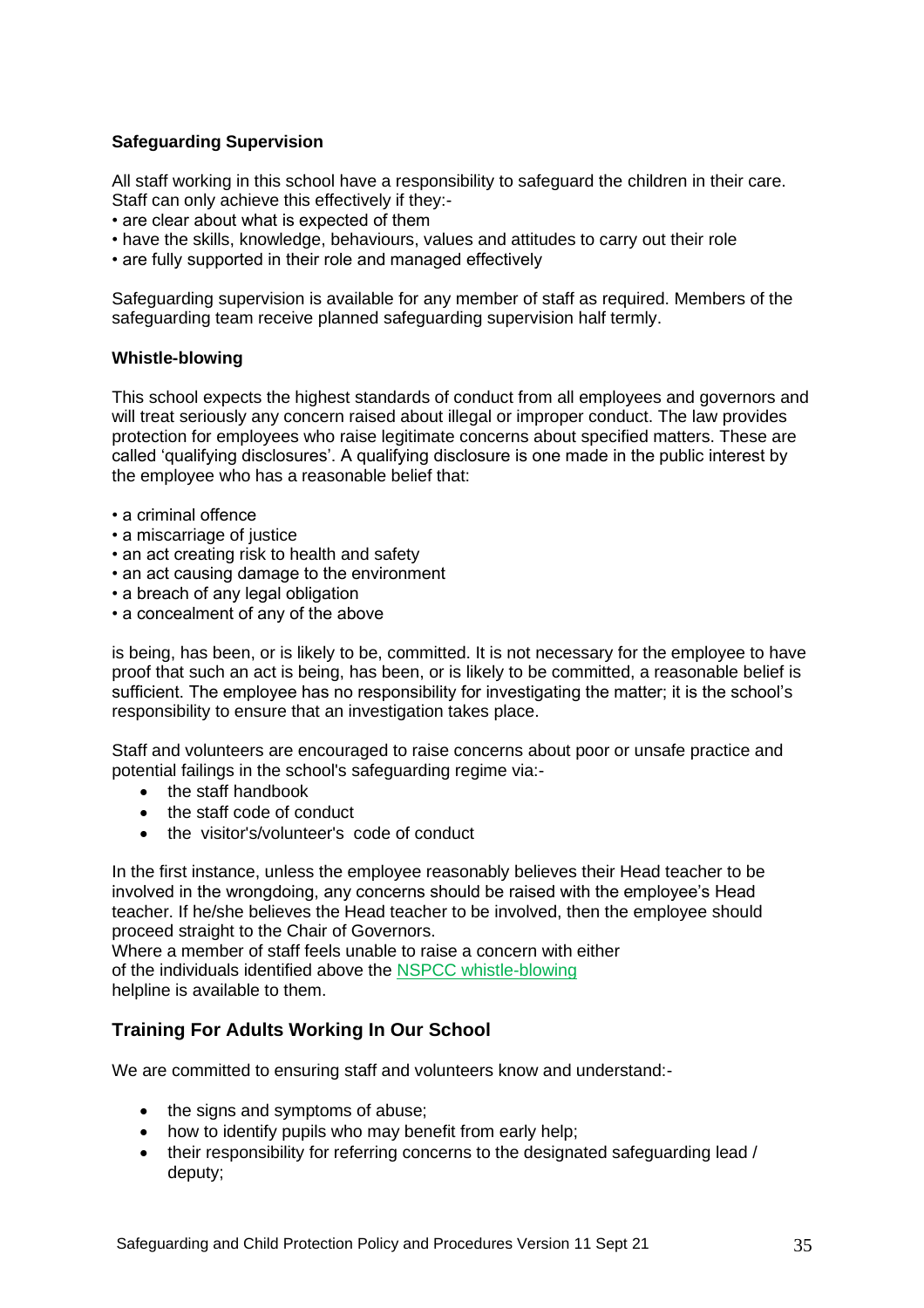### Safeguarding Supervision

All staff working in this school have a responsibility to safeguard the children in their care. Staff can only achieve this effectively if they:-

- are clear about what is expected of them
- have the skills, knowledge, behaviours, values and attitudes to carry out their role
- are fully supported in their role and managed effectively

Safeguarding supervision is available for any member of staff as required. Members of the safeguarding team receive planned safeguarding supervision half termly.

### Whistle-blowing

This school expects the highest standards of conduct from all employees and governors and will treat seriously any concern raised about illegal or improper conduct. The law provides protection for employees who raise legitimate concerns about specified matters. These are called 'qualifying disclosures'. A qualifying disclosure is one made in the public interest by the employee who has a reasonable belief that:

- a criminal offence
- a miscarriage of justice
- an act creating risk to health and safety
- an act causing damage to the environment
- a breach of any legal obligation
- a concealment of any of the above

is being, has been, or is likely to be, committed. It is not necessary for the employee to have proof that such an act is being, has been, or is likely to be committed, a reasonable belief is sufficient. The employee has no responsibility for investigating the matter; it is the school's responsibility to ensure that an investigation takes place.

Staff and volunteers are encouraged to raise concerns about poor or unsafe practice and potential failings in the school's safeguarding regime via:-

- the staff handbook
- the staff code of conduct
- the visitor's/volunteer's code of conduct

In the first instance, unless the employee reasonably believes their Head teacher to be involved in the wrongdoing, any concerns should be raised with the employee's Head teacher. If he/she believes the Head teacher to be involved, then the employee should proceed straight to the Chair of Governors.
Where a member of staff feels unable to raise a concern with either of the individuals identified above the NSPCC whistle-blowing helpline is available to them.

## Training For Adults Working In Our School

We are committed to ensuring staff and volunteers know and understand:-

- the signs and symptoms of abuse;
- how to identify pupils who may benefit from early help;
- their responsibility for referring concerns to the designated safeguarding lead / deputy;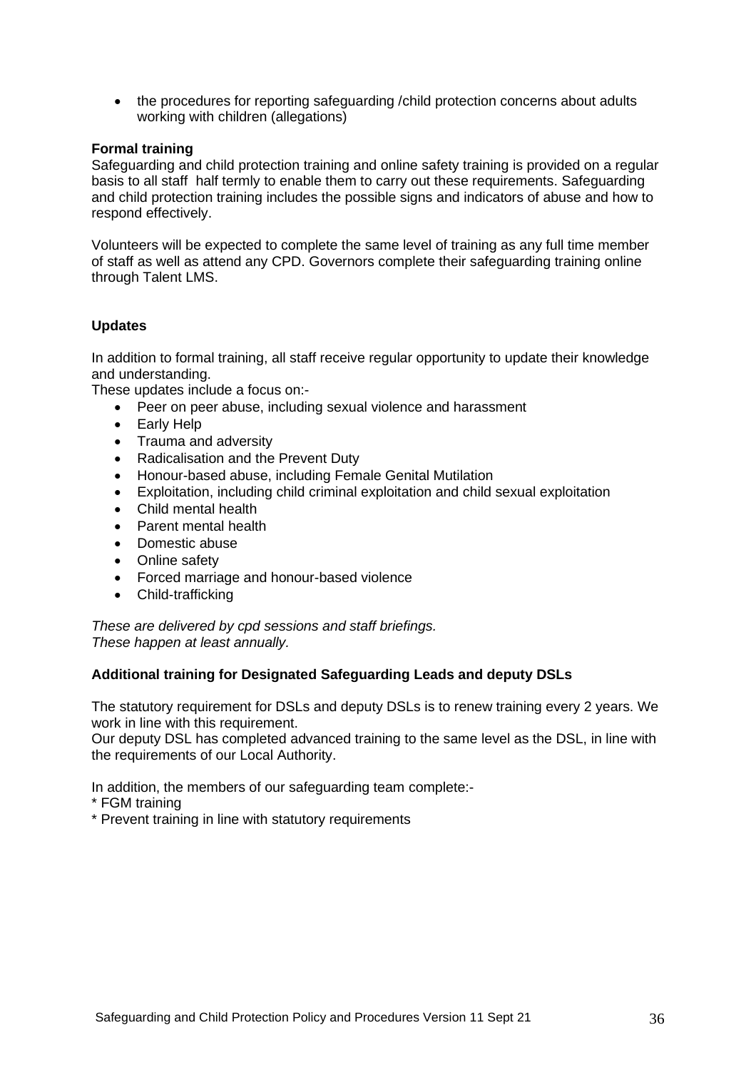- the procedures for reporting safeguarding /child protection concerns about adults working with children (allegations)

**Formal training**

Safeguarding and child protection training and online safety training is provided on a regular basis to all staff half termly to enable them to carry out these requirements. Safeguarding and child protection training includes the possible signs and indicators of abuse and how to respond effectively.

Volunteers will be expected to complete the same level of training as any full time member of staff as well as attend any CPD. Governors complete their safeguarding training online through Talent LMS.

**Updates**

In addition to formal training, all staff receive regular opportunity to update their knowledge and understanding.

These updates include a focus on:-

- Peer on peer abuse, including sexual violence and harassment
- Early Help
- Trauma and adversity
- Radicalisation and the Prevent Duty
- Honour-based abuse, including Female Genital Mutilation
- Exploitation, including child criminal exploitation and child sexual exploitation
- Child mental health
- Parent mental health
- Domestic abuse
- Online safety
- Forced marriage and honour-based violence
- Child-trafficking

*These are delivered by cpd sessions and staff briefings.*
*These happen at least annually.*

**Additional training for Designated Safeguarding Leads and deputy DSLs**

The statutory requirement for DSLs and deputy DSLs is to renew training every 2 years. We work in line with this requirement.

Our deputy DSL has completed advanced training to the same level as the DSL, in line with the requirements of our Local Authority.

In addition, the members of our safeguarding team complete:-

\* FGM training
\* Prevent training in line with statutory requirements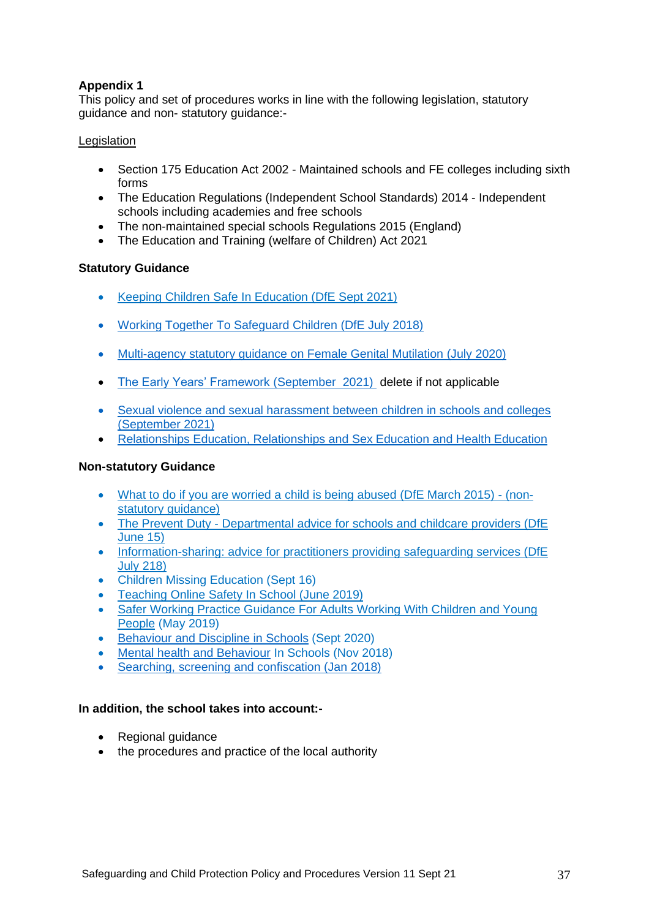**Appendix 1**

This policy and set of procedures works in line with the following legislation, statutory guidance and non- statutory guidance:-

Legislation

- Section 175 Education Act 2002 - Maintained schools and FE colleges including sixth forms
- The Education Regulations (Independent School Standards) 2014 - Independent schools including academies and free schools
- The non-maintained special schools Regulations 2015 (England)
- The Education and Training (welfare of Children) Act 2021

**Statutory Guidance**

- Keeping Children Safe In Education (DfE Sept 2021)
- Working Together To Safeguard Children (DfE July 2018)
- Multi-agency statutory guidance on Female Genital Mutilation (July 2020)
- The Early Years' Framework (September 2021) delete if not applicable
- Sexual violence and sexual harassment between children in schools and colleges (September 2021)
- Relationships Education, Relationships and Sex Education and Health Education

**Non-statutory Guidance**

- What to do if you are worried a child is being abused (DfE March 2015) - (non-statutory guidance)
- The Prevent Duty - Departmental advice for schools and childcare providers (DfE June 15)
- Information-sharing: advice for practitioners providing safeguarding services (DfE July 218)
- Children Missing Education (Sept 16)
- Teaching Online Safety In School (June 2019)
- Safer Working Practice Guidance For Adults Working With Children and Young People (May 2019)
- Behaviour and Discipline in Schools (Sept 2020)
- Mental health and Behaviour In Schools (Nov 2018)
- Searching, screening and confiscation (Jan 2018)

**In addition, the school takes into account:-**

- Regional guidance
- the procedures and practice of the local authority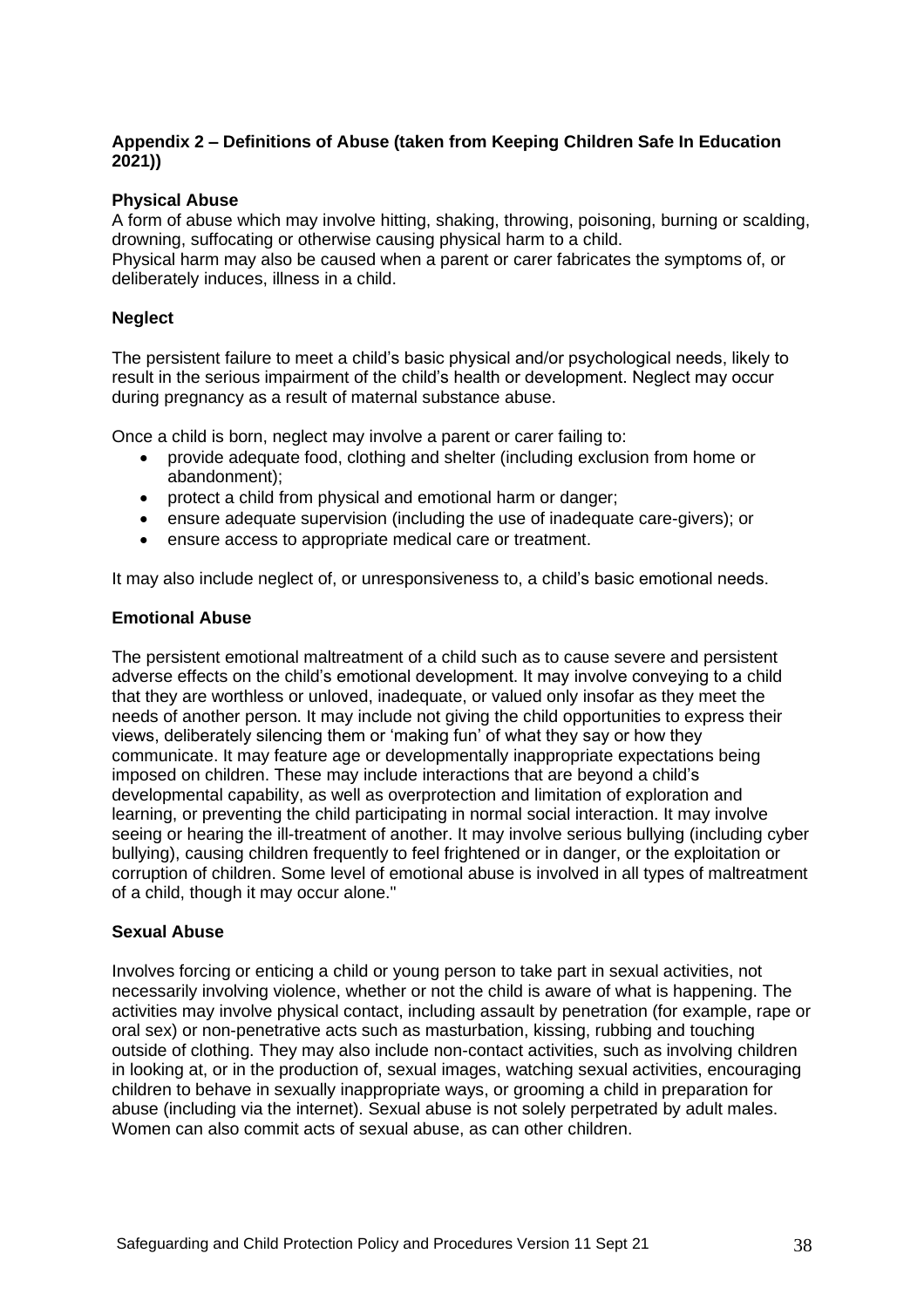### Appendix 2 – Definitions of Abuse (taken from Keeping Children Safe In Education 2021))

**Physical Abuse**

A form of abuse which may involve hitting, shaking, throwing, poisoning, burning or scalding, drowning, suffocating or otherwise causing physical harm to a child.
Physical harm may also be caused when a parent or carer fabricates the symptoms of, or deliberately induces, illness in a child.

**Neglect**

The persistent failure to meet a child's basic physical and/or psychological needs, likely to result in the serious impairment of the child's health or development. Neglect may occur during pregnancy as a result of maternal substance abuse.

Once a child is born, neglect may involve a parent or carer failing to:

- provide adequate food, clothing and shelter (including exclusion from home or abandonment);
- protect a child from physical and emotional harm or danger;
- ensure adequate supervision (including the use of inadequate care-givers); or
- ensure access to appropriate medical care or treatment.

It may also include neglect of, or unresponsiveness to, a child's basic emotional needs.

**Emotional Abuse**

The persistent emotional maltreatment of a child such as to cause severe and persistent adverse effects on the child's emotional development. It may involve conveying to a child that they are worthless or unloved, inadequate, or valued only insofar as they meet the needs of another person. It may include not giving the child opportunities to express their views, deliberately silencing them or 'making fun' of what they say or how they communicate. It may feature age or developmentally inappropriate expectations being imposed on children. These may include interactions that are beyond a child's developmental capability, as well as overprotection and limitation of exploration and learning, or preventing the child participating in normal social interaction. It may involve seeing or hearing the ill-treatment of another. It may involve serious bullying (including cyber bullying), causing children frequently to feel frightened or in danger, or the exploitation or corruption of children. Some level of emotional abuse is involved in all types of maltreatment of a child, though it may occur alone."

**Sexual Abuse**

Involves forcing or enticing a child or young person to take part in sexual activities, not necessarily involving violence, whether or not the child is aware of what is happening. The activities may involve physical contact, including assault by penetration (for example, rape or oral sex) or non-penetrative acts such as masturbation, kissing, rubbing and touching outside of clothing. They may also include non-contact activities, such as involving children in looking at, or in the production of, sexual images, watching sexual activities, encouraging children to behave in sexually inappropriate ways, or grooming a child in preparation for abuse (including via the internet). Sexual abuse is not solely perpetrated by adult males. Women can also commit acts of sexual abuse, as can other children.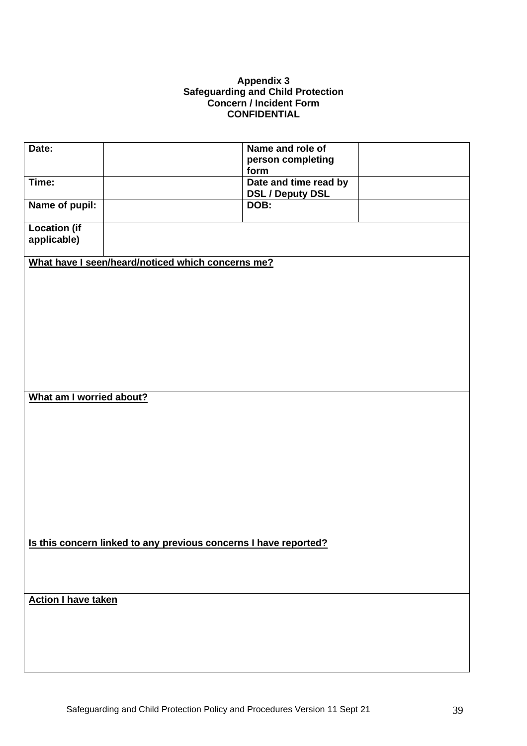**Appendix 3**
**Safeguarding and Child Protection**
**Concern / Incident Form**
**CONFIDENTIAL**

| | | | |
|---|---|---|---|
| **Date:** | | **Name and role of person completing form** | |
| **Time:** | | **Date and time read by DSL / Deputy DSL** | |
| **Name of pupil:** | | **DOB:** | |
| **Location (if applicable)** | | | |

**What have I seen/heard/noticed which concerns me?**

**What am I worried about?**

**Is this concern linked to any previous concerns I have reported?**

**Action I have taken**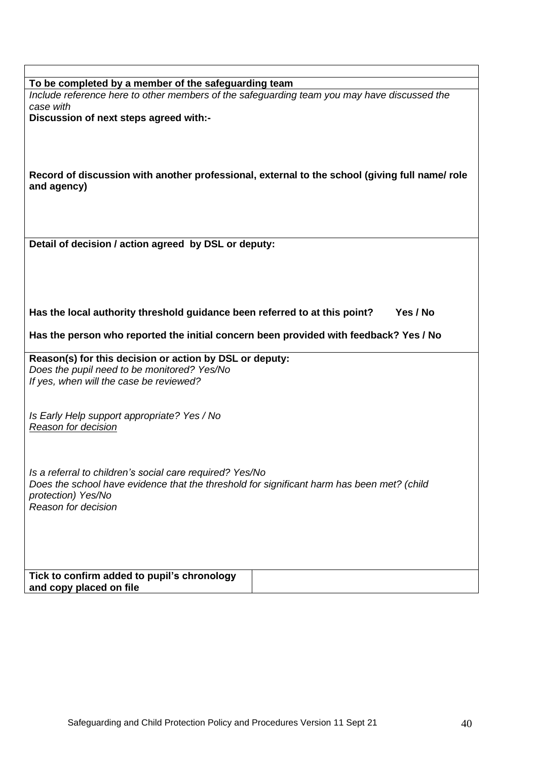| | |
|---|---|
| **To be completed by a member of the safeguarding team** | |
| *Include reference here to other members of the safeguarding team you may have discussed the case with*<br>**Discussion of next steps agreed with:-**<br><br>**Record of discussion with another professional, external to the school (giving full name/ role and agency)** | |
| **Detail of decision / action agreed by DSL or deputy:**<br><br>**Has the local authority threshold guidance been referred to at this point? Yes / No**<br><br>**Has the person who reported the initial concern been provided with feedback? Yes / No** | |
| **Reason(s) for this decision or action by DSL or deputy:**<br>*Does the pupil need to be monitored? Yes/No*<br>*If yes, when will the case be reviewed?*<br><br>*Is Early Help support appropriate? Yes / No*<br>*Reason for decision*<br><br>*Is a referral to children's social care required? Yes/No*<br>*Does the school have evidence that the threshold for significant harm has been met? (child protection) Yes/No*<br>*Reason for decision* | |
| **Tick to confirm added to pupil's chronology and copy placed on file** | |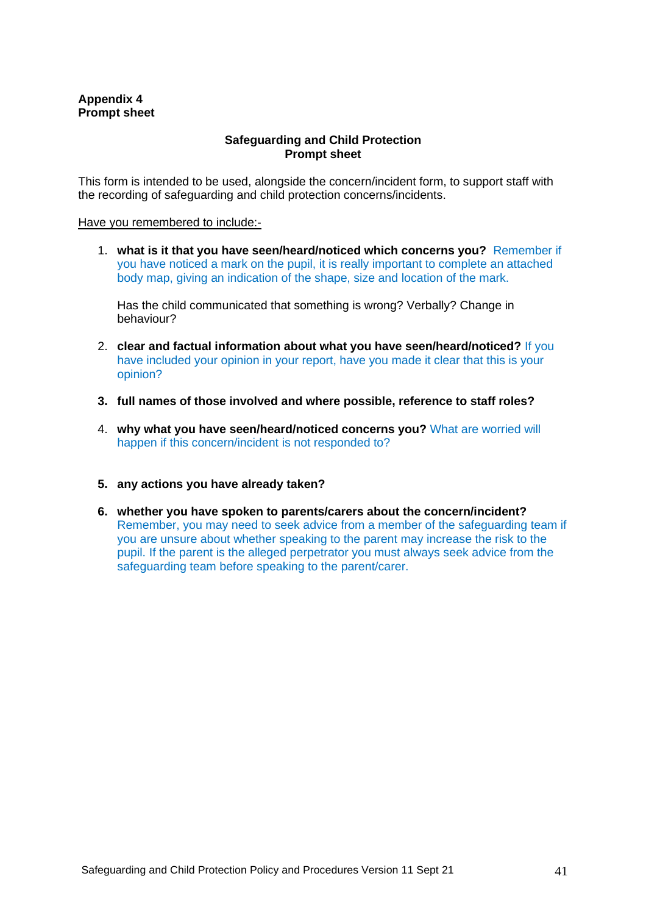**Appendix 4**
**Prompt sheet**

## Safeguarding and Child Protection Prompt sheet

This form is intended to be used, alongside the concern/incident form, to support staff with the recording of safeguarding and child protection concerns/incidents.

Have you remembered to include:-

1. **what is it that you have seen/heard/noticed which concerns you?** Remember if you have noticed a mark on the pupil, it is really important to complete an attached body map, giving an indication of the shape, size and location of the mark.

   Has the child communicated that something is wrong? Verbally? Change in behaviour?

2. **clear and factual information about what you have seen/heard/noticed?** If you have included your opinion in your report, have you made it clear that this is your opinion?

3. **full names of those involved and where possible, reference to staff roles?**

4. **why what you have seen/heard/noticed concerns you?** What are worried will happen if this concern/incident is not responded to?

5. **any actions you have already taken?**

6. **whether you have spoken to parents/carers about the concern/incident?** Remember, you may need to seek advice from a member of the safeguarding team if you are unsure about whether speaking to the parent may increase the risk to the pupil. If the parent is the alleged perpetrator you must always seek advice from the safeguarding team before speaking to the parent/carer.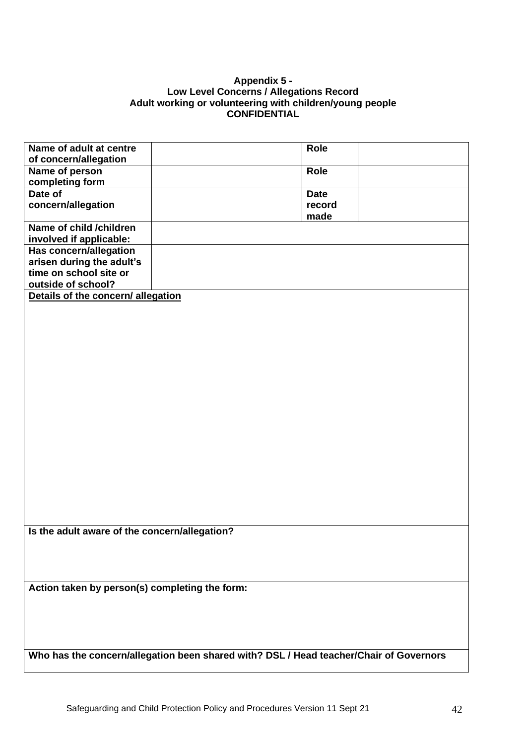**Appendix 5 -**
**Low Level Concerns / Allegations Record**
**Adult working or volunteering with children/young people**
**CONFIDENTIAL**

| | | | |
|---|---|---|---|
| **Name of adult at centre of concern/allegation** | | **Role** | |
| **Name of person completing form** | | **Role** | |
| **Date of concern/allegation** | | **Date record made** | |
| **Name of child /children involved if applicable:** | | | |
| **Has concern/allegation arisen during the adult's time on school site or outside of school?** | | | |

**Details of the concern/ allegation**

**Is the adult aware of the concern/allegation?**

**Action taken by person(s) completing the form:**

**Who has the concern/allegation been shared with? DSL / Head teacher/Chair of Governors**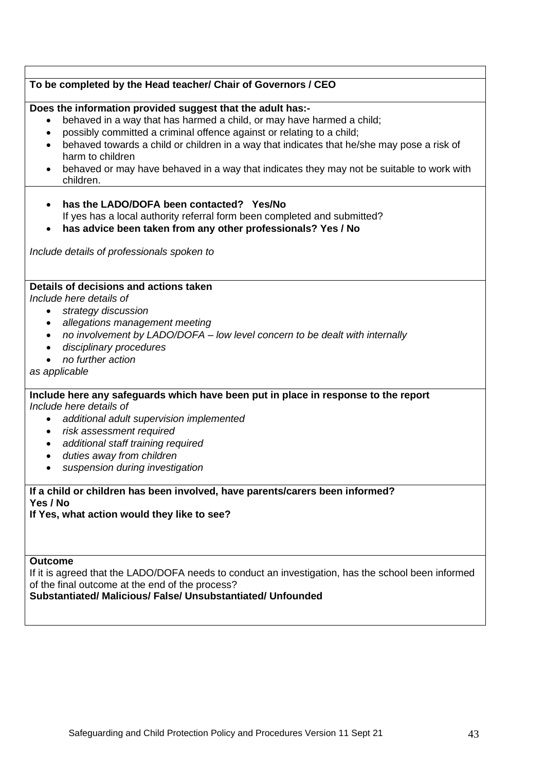**To be completed by the Head teacher/ Chair of Governors / CEO**

**Does the information provided suggest that the adult has:-**

- behaved in a way that has harmed a child, or may have harmed a child;
- possibly committed a criminal offence against or relating to a child;
- behaved towards a child or children in a way that indicates that he/she may pose a risk of harm to children
- behaved or may have behaved in a way that indicates they may not be suitable to work with children.

- **has the LADO/DOFA been contacted? Yes/No**
  If yes has a local authority referral form been completed and submitted?
- **has advice been taken from any other professionals? Yes / No**

*Include details of professionals spoken to*

**Details of decisions and actions taken**
*Include here details of*

- *strategy discussion*
- *allegations management meeting*
- *no involvement by LADO/DOFA – low level concern to be dealt with internally*
- *disciplinary procedures*
- *no further action*

*as applicable*

**Include here any safeguards which have been put in place in response to the report**
*Include here details of*

- *additional adult supervision implemented*
- *risk assessment required*
- *additional staff training required*
- *duties away from children*
- *suspension during investigation*

**If a child or children has been involved, have parents/carers been informed?**
**Yes / No**
**If Yes, what action would they like to see?**

**Outcome**
If it is agreed that the LADO/DOFA needs to conduct an investigation, has the school been informed of the final outcome at the end of the process?
**Substantiated/ Malicious/ False/ Unsubstantiated/ Unfounded**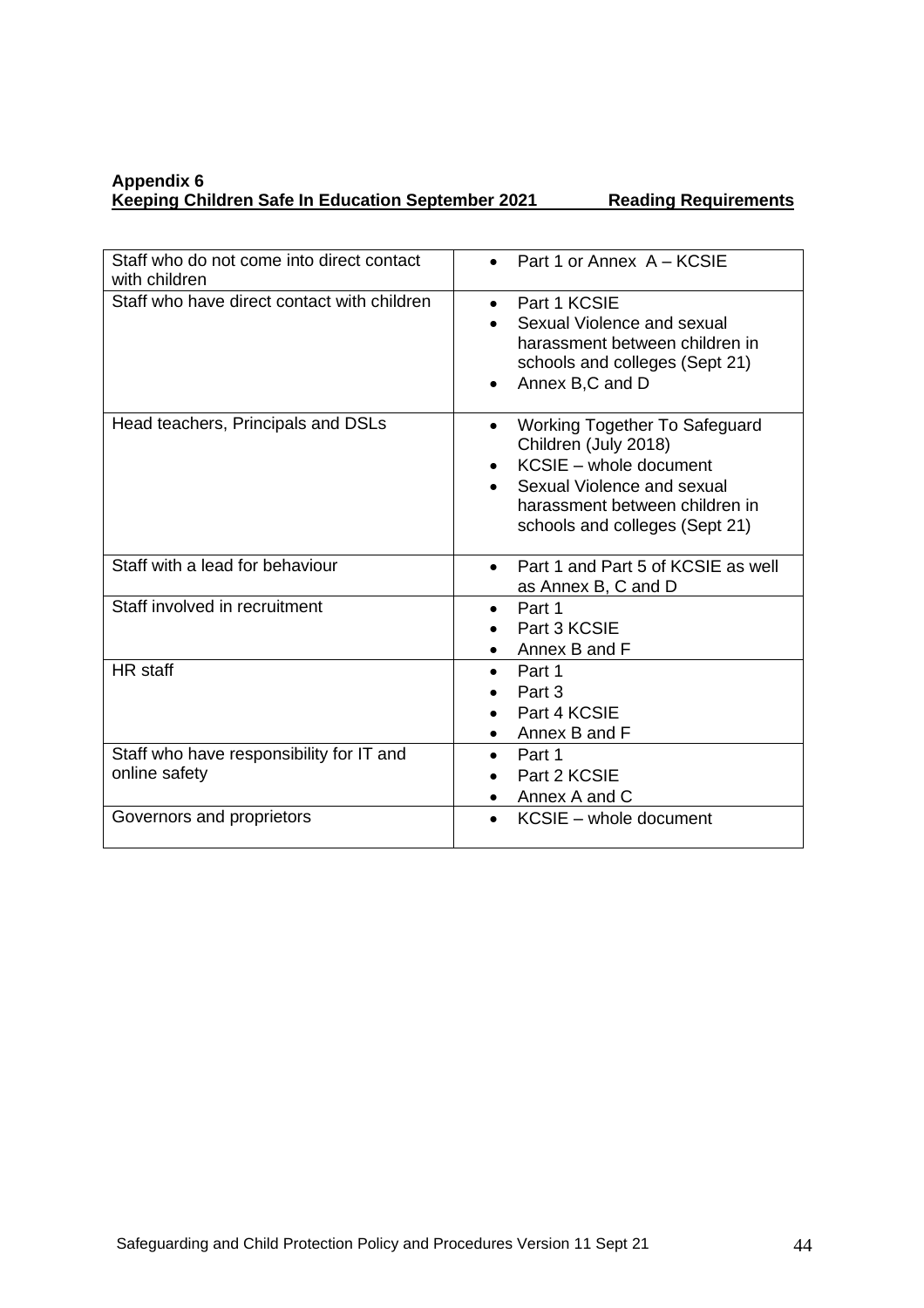**Appendix 6**
**Keeping Children Safe In Education September 2021** **Reading Requirements**

| | |
|---|---|
| Staff who do not come into direct contact with children | • Part 1 or Annex A – KCSIE |
| Staff who have direct contact with children | • Part 1 KCSIE<br>• Sexual Violence and sexual harassment between children in schools and colleges (Sept 21)<br>• Annex B,C and D |
| Head teachers, Principals and DSLs | • Working Together To Safeguard Children (July 2018)<br>• KCSIE – whole document<br>• Sexual Violence and sexual harassment between children in schools and colleges (Sept 21) |
| Staff with a lead for behaviour | • Part 1 and Part 5 of KCSIE as well as Annex B, C and D |
| Staff involved in recruitment | • Part 1<br>• Part 3 KCSIE<br>• Annex B and F |
| HR staff | • Part 1<br>• Part 3<br>• Part 4 KCSIE<br>• Annex B and F |
| Staff who have responsibility for IT and online safety | • Part 1<br>• Part 2 KCSIE<br>• Annex A and C |
| Governors and proprietors | • KCSIE – whole document |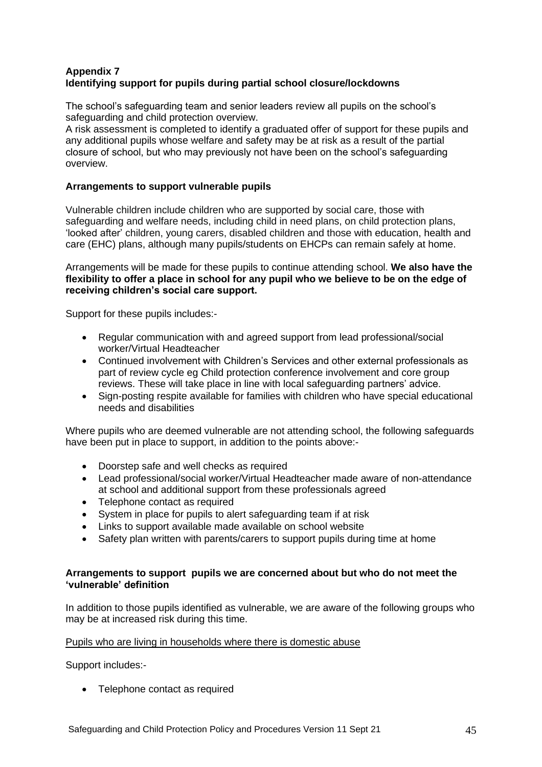**Appendix 7**
**Identifying support for pupils during partial school closure/lockdowns**

The school's safeguarding team and senior leaders review all pupils on the school's safeguarding and child protection overview.
A risk assessment is completed to identify a graduated offer of support for these pupils and any additional pupils whose welfare and safety may be at risk as a result of the partial closure of school, but who may previously not have been on the school's safeguarding overview.

**Arrangements to support vulnerable pupils**

Vulnerable children include children who are supported by social care, those with safeguarding and welfare needs, including child in need plans, on child protection plans, 'looked after' children, young carers, disabled children and those with education, health and care (EHC) plans, although many pupils/students on EHCPs can remain safely at home.

Arrangements will be made for these pupils to continue attending school. **We also have the flexibility to offer a place in school for any pupil who we believe to be on the edge of receiving children's social care support.**

Support for these pupils includes:-

- Regular communication with and agreed support from lead professional/social worker/Virtual Headteacher
- Continued involvement with Children's Services and other external professionals as part of review cycle eg Child protection conference involvement and core group reviews. These will take place in line with local safeguarding partners' advice.
- Sign-posting respite available for families with children who have special educational needs and disabilities

Where pupils who are deemed vulnerable are not attending school, the following safeguards have been put in place to support, in addition to the points above:-

- Doorstep safe and well checks as required
- Lead professional/social worker/Virtual Headteacher made aware of non-attendance at school and additional support from these professionals agreed
- Telephone contact as required
- System in place for pupils to alert safeguarding team if at risk
- Links to support available made available on school website
- Safety plan written with parents/carers to support pupils during time at home

**Arrangements to support pupils we are concerned about but who do not meet the 'vulnerable' definition**

In addition to those pupils identified as vulnerable, we are aware of the following groups who may be at increased risk during this time.

<u>Pupils who are living in households where there is domestic abuse</u>

Support includes:-

- Telephone contact as required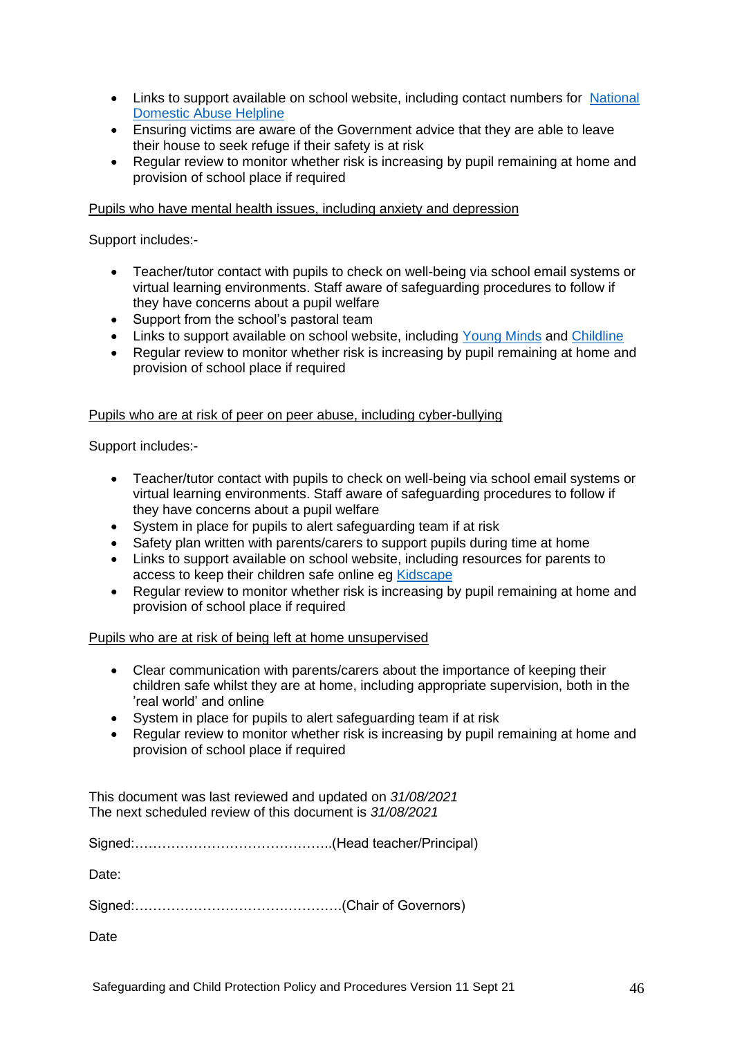- Links to support available on school website, including contact numbers for National Domestic Abuse Helpline
- Ensuring victims are aware of the Government advice that they are able to leave their house to seek refuge if their safety is at risk
- Regular review to monitor whether risk is increasing by pupil remaining at home and provision of school place if required

Pupils who have mental health issues, including anxiety and depression

Support includes:-

- Teacher/tutor contact with pupils to check on well-being via school email systems or virtual learning environments. Staff aware of safeguarding procedures to follow if they have concerns about a pupil welfare
- Support from the school's pastoral team
- Links to support available on school website, including Young Minds and Childline
- Regular review to monitor whether risk is increasing by pupil remaining at home and provision of school place if required

Pupils who are at risk of peer on peer abuse, including cyber-bullying

Support includes:-

- Teacher/tutor contact with pupils to check on well-being via school email systems or virtual learning environments. Staff aware of safeguarding procedures to follow if they have concerns about a pupil welfare
- System in place for pupils to alert safeguarding team if at risk
- Safety plan written with parents/carers to support pupils during time at home
- Links to support available on school website, including resources for parents to access to keep their children safe online eg Kidscape
- Regular review to monitor whether risk is increasing by pupil remaining at home and provision of school place if required

Pupils who are at risk of being left at home unsupervised

- Clear communication with parents/carers about the importance of keeping their children safe whilst they are at home, including appropriate supervision, both in the 'real world' and online
- System in place for pupils to alert safeguarding team if at risk
- Regular review to monitor whether risk is increasing by pupil remaining at home and provision of school place if required

This document was last reviewed and updated on *31/08/2021*
The next scheduled review of this document is *31/08/2021*

Signed:……………………………………..(Head teacher/Principal)

Date:

Signed:……………………………………….(Chair of Governors)

Date